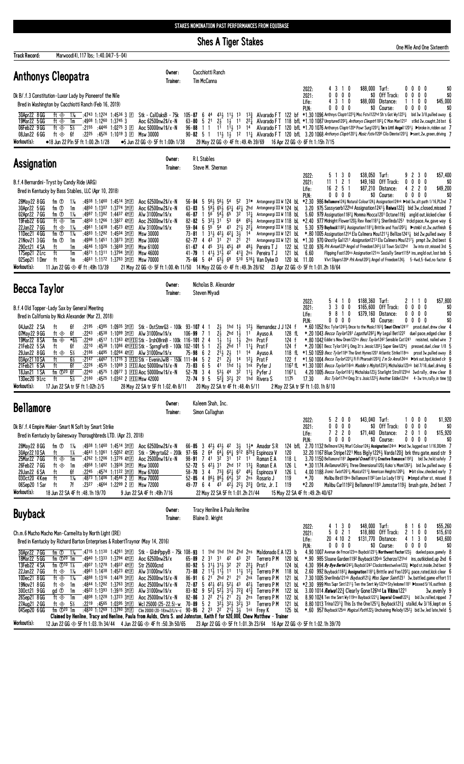STAKES NOMINATION PAST PERFORMANCES FROM EQUIBASE

# Shes A Tiger Stakes

One Mile And One Sixteenth

**Track Record:** Marwood(4),117 lbs; 1:40.04(7-5-04)

## Anthonys Cleopatra

Owner: Cacchiotti Ranch
Trainer: Tim McCanna

Dk B/.f.3 Constitution-Luxor Lady by Pioneerof the Nile
Bred in Washington by Cacchiotti Ranch (Feb 16, 2019)

| | | | | | | | | | |
|---|---|---|---|---|---|---|---|---|---|
| 2022: | 4 3 1 0 | $88,000 | Turf: | 0 0 0 0 | $0 |
| 2021: | 0 0 0 0 | $0 | Off Track: | 0 0 0 0 | $0 |
| Life: | 4 3 1 0 | $88,000 | Distance: | 1 1 0 0 | $45,000 |
| PLN: | 0 0 0 0 | $0 | Course: | 0 0 0 0 | $0 |

```
30Apr22 8GG  ft ◈ 1⅛  :4743 1:1224 1:4536 3 E  Stk - CalOaksB - 75k  105-87 6 44 4¾ 1½ 13 13¾ Alvarado F T 122 bf *1.30 1096 Anthonys Cloptr1223¾ Msc Fstvl122hd Sh's Got Wy1223¼  bid 3w 3/8,pulled away 6
19Mar22 5GG  ft ◈ 1m   :4908 1:1260 1:3745 3    Aoc 62500nw2$/x-N  63-80 5 21 2½ 1½ 11 2²¼ Alvarado F T 118 bfL *1.10 1087 Unrptured1202¼ Anthonys Cleoptr1182½ C'Mon Man1212  stlkd 2w,caught,2d bst 6
06Feb22 9GG  ft ◈ 5½  :2155 :4446 1:0275 3 E   Aoc 50000nw1$/x-N  96-88 1 1 11 11½ 13 14 Alvarado F T 120 bfL *1.70 1076 Anthonys Cloptr1204 Powr Surg1201½ Tm's Littl Angel1201½ ▶broke in,ridden out 7
08Jan22 6GG  ft ◈ 6f   :2225 :4526 1:1019 3 E   Msw 30000  90-82 5 1 11½ 1½ 12 11¾ Alvarado F T 120 bfL 3.20 1068 Anthonys Cloptr1201¾ Music Fstvl1206 Cllo Dmnte1201½ ▶sent,2w,green,driving 7
```

Workout(s): ●18 Jun 22 Pln 5F ft 1:00.2h 1/28   ●5 Jun 22 GG ◈ 5F ft 1:00h 1/38   29 May 22 GG ◈ 4F ft :49.4h 39/69   16 Apr 22 GG ◈ 6F ft 1:15h 7/15

## Assignation

Owner: R L Stables
Trainer: Steve M. Sherman

B.f.4 Bernardini-Tryst by Candy Ride (ARG)
Bred in Kentucky by Bass Stables, LLC (Apr 10, 2018)

| | | | | | | |
|---|---|---|---|---|---|---|
| 2022: | 5 1 3 0 | $38,050 | Turf: | 9 2 3 0 | $57,400 |
| 2021: | 11 1 2 1 | $49,160 | Off Track: | 0 0 0 0 | $0 |
| Life: | 16 2 5 1 | $87,210 | Distance: | 4 2 2 0 | $49,200 |
| PLN: | 0 0 0 0 | $0 | Course: | 0 0 0 0 | $0 |

```
28May22 8GG  fm ⓣ 1⅛  :4938 1:1460 1:4514 31 E Aoc 62500nw2$/x-N  56-84 5 56½ 56½ 54 52 31* Antongeorgi III W 124 bL *2.30 986 Bellamore124½ Ntural Colour124½ Assignation124nk ▶bid 3w,alt path 1/16,PL2nd 7
30Apr22 5GG  fm ⓣ 1m   :4850 1:1307 1:3774 31 E Aoc 62500nw2$/x-N  63-83 5 59½ 65½ 63¼ 42¼ 2hd Antongeorgi III W 124 bL 3.20 975 Sassyserb122hd Assignation1241¼ Reiwa122¾ bid 3w,closed,missed 7
02Apr22 7GG  fm ⓣ 1⅛  :4997 1:1382 1:4437 41 E Alw 31000nw1$/x  46-87 1 56 54½ 65 32 12¼ Antongeorgi III W 118 bL 5.60 979 Assignation1182¼ Momma Mocca1201 Octane119¾ angld out,kicked clear 6
19Feb22 6GG  ft ◈ 1m   :4850 1:1266 1:3827 41 E Aoc 25000nw1$/x-N  82-82 5 32½ 31 53 64 65½ Antongeorgi III W 118 bL *2.40 977 Midnight Flower120¾ Rev Ree1181¼ Sherilinda1251 trckd pace,4w,gave way 6
22Jan22 7GG  ft ◈ 1⅛  :4961 1:1438 1:4523 41 E Alw 31000nw1$/x  59-84 6 55 54 43 21½ 22¼ Antongeorgi III W 118 bL 5.30 979 Buyback1182¼ Assignation1181¼ Brittle and Yoo1202½ paced,rallied 3w,outfinish 6
11Dec21 4GG  fm ⓣ 1⅛  :4893 1:1292 1:4504 31 E Msw 30000  73-81 1 31½ 42½ 42½ 3½ 14 Antongeorgi III W 121 bL *.80 1005 Assignation1214 Ela Calimera Mou1211¼ Bellize1241¼ bid 2w,pulled away 8
21Nov21 3GG  fm ⓣ 1m   :4998 1:1451 1:3873 31 E Msw 30000  62-77 4 43 31 21 21 21 Antongeorgi III W 121 bL *1.30 970 Ghostly Gal1211 Assignation1213 Ela Calimera Mou1217½ prmpt 2w,2nd best 6
29Oct21 4SA  ft 1m  :4646 1:1026 1:3669 31 E Msw 61000  61-67 4 45 33½ 45½ 48 48½ Pereira T J 122 bL 12.00 976 Prk Avnue1225 Angel of Freedom1243¼ Lil Town Sis122hd 3w into str,missed 3rd 5
17Sep21 2Lrc  ft 1m  :4871 1:1311 1:3794 31 E Msw 46000  41-79 1 41½ 31½ 42 41¾ 2ns Pereira T J 121 bL 6.60 Flipping Fast120ns Assignation121ns Socially Smart1154 ins,angld out,lost bob 5
02Sep21 1Dmr ft 1m  :4651 1:1172 1:3783 31 E Msw 70000  75-66 5 44 63½ 68 510 516¼ Van Dyke D 120 bL 11.00 Vlvt Slpprs1204 Prk Avnu1202½ Angel of Freedom124½ 5-4wd,5-6wd,no factor 6
```

Workout(s): 11 Jun 22 GG ◈ 4F ft :49h 13/39   21 May 22 GG ◈ 5F ft 1:00.4h 11/50   14 May 22 GG ◈ 4F ft :49.3h 28/62   23 Apr 22 GG ◈ 5F ft 1:01.2h 18/64

## Becca Taylor

Owner: Nicholas B. Alexander
Trainer: Steven Miyadi

B.f.4 Old Topper-Lady Sax by General Meeting
Bred in California by Nick Alexander (Mar 23, 2018)

| | | | | | | |
|---|---|---|---|---|---|---|
| 2022: | 5 4 1 0 | $188,360 | Turf: | 2 1 1 0 | $57,800 |
| 2021: | 3 3 0 0 | $165,600 | Off Track: | 0 0 0 0 | $0 |
| Life: | 9 8 1 0 | $379,160 | Distance: | 0 0 0 0 | $0 |
| PLN: | 0 0 0 0 | $0 | Course: | 0 0 0 0 | $0 |

```
04Jun22 2SA  ft 6f   :2195 :4385 1:0935 31 E Stk - DstStmrG3 - 100k  93-107 4 1 2½ 1hd 1½ 12½ Hernandez J J 124 f *.60 1052 Bcc Tylor1242½ Once to the Music1163¾ Sauri Chrm12417 prssd duel,drew clear 4
07May22 9GG  ft ◈ 6f  :2243 :4538 1:1099 31 E Alw 31000nw1$/x  106-99 7 1 2½ 2hd 1½ 11 Ayuso A 128 fL *.20 1043 Becca Taylor1281 Lagatha128²¼ My Legal Bet122² duel pace,edged clear 8
19Mar22 8SA  fm ◈ *6½ :2249 :4517 1:1363 41 E S Stk - IrshOBrinB - 100k  116-101 2 4 1½ 1½ 1½ 2ns Prat F 124 f *.80 1042 Eddie's New Drem122ns Becc Taylor1242 Sensible Cat1241 resisted, nailed wire 7
21Feb22 5SA  ft 6f   :2210 :4538 1:1086 41 E S Stk - SprngFvrB - 100k  102-101 5 1 2½ 2hd 11 11¼ Prat F 124 f *.20 1061 Becc Tylor1241¼ Omg It's Jessic1202½ Super Gme1224½ pressed,duel,clear 1/8 5
29Jan22 8GG  ft ◈ 5½  :2186 :4495 1:0284 41 E Alw 31000nw1$/x  75-98 6 2 21½ 2½ 11 14 Ayuso A 118 fL *1.50 1059 Becc Tylor1184 The Gret Hynes1201 Atlantic Strike118ns prssd 3w,pulled away 8
03Apr21 10SA ft 6½  :2147 :4467 1:1715 3 E S Stk - EveninJwlB - 150k  111-84 5 2 21 2½ 14 12¼ Prat F 122 f *1.50 1004 Becc Taylor1222¼ Fi Fi Pharoah1203¾ I'm So Annal24nk ▶brk out,bpd,kicked clr 9
21Feb21 6SA  ft 6f   :2226 :4535 1:1069 3 E S Aoc 50000nw1$/x-N  73-83 6 5 41 1hd 1½ 1nk Pyfer J 116 fL *1.30 1001 Becca Taylor116nk Maddie's Mojito1233½ Michalska123nk bid 7/16,duel,driving 6
18Jan21 1SA  fm ⓣ ◎ 6f :2240 :4575 1:0977 3 E S Aoc 50000nw1$/x-N  52-78 3 4 53½ 44 32 11¼ Pyfer J 116 L 4.20 1005 Becca Taylor1161¼ Michalska123½ Starlight Stroll123hd 3wd rally, drew clear 8
13Dec20 9Lrc  ft 5½  :2180 :4525 1:0362 2 E S Msw 42000  72-74 9 5 52¾ 32½ 22 1hd Rivera S 117 5 17.30 Bcc Tylor117hd Omg It's Jssic1222½ Another Eddie122hd 4-3w trn,rally,in time 10
```

Workout(s): 17 Jun 22 SA tr 5F ft 1:02h 2/5   28 May 22 SA tr 5F ft 1:02.4h 8/11   20 May 22 SA tr 4F ft :48.4h 5/11   2 May 22 SA tr 5F ft 1:03.1h 8/10

## Bellamore

Owner: Kaleem Shah, Inc.
Trainer: Simon Callaghan

Dk B/.f.4 Empire Maker-Smart N Soft by Smart Strike
Bred in Kentucky by Gainesway Thoroughbreds LTD. (Apr 23, 2018)

| | | | | | | |
|---|---|---|---|---|---|---|
| 2022: | 5 2 0 0 | $43,040 | Turf: | 1 0 0 0 | $1,920 |
| 2021: | 0 0 0 0 | $0 | Off Track: | 0 0 0 0 | $0 |
| Life: | 7 2 2 0 | $71,440 | Distance: | 2 0 1 0 | $15,920 |
| PLN: | 0 0 0 0 | $0 | Course: | 0 0 0 0 | $0 |

```
28May22 8GG  fm ⓣ 1⅛  :4938 1:1460 1:4514 31 E Aoc 62500nw2$/x-N  66-85 3 42½ 43½ 42 3½ 1½* Amador S R 124 bfL 2.70 1132 Bellmore124½ Nturl Colour124½ Assignation124nk ▶bid 3w,lugged out 1/16,DQ4th 7
30Apr22 10SA ft 1⅛  :4641 1:1061 1:5062 41 E Stk - SMrgrtaG2 - 200k  97-55 2 64 64¾ 64½ 912 825¾ Espinoza V 120 32.20 1167 Blue Stripe1221 Miss Bigly1226½ Varda120¾ brk thru gate,easd str 9
25Mar22 7GG  ft ◈ 1m   :4762 1:1206 1:3776 41 E Aoc 25000nw1$/x-N  98-91 7 41 32 31 12 11 Roman E A 118 L 3.70 1150 Bellamore1181 Imperial Creed1181¾ Creative Romance119²½ bid 3w,held safely 7
26Feb22 7GG  ft ◈ 1m   :4958 1:1482 1:3936 31 E Msw 30000  52-72 5 42½ 31 2hd 12 13¼ Roman E A 126 L *.30 1174 Bellamore1263¼ Three Dimensional120¾ Koko's Mom1262½ bid 3w,pulled away 6
29Jan22 6SA  ft 6f   :2245 :4574 1:1122 31 E Msw 67000  58-70 3 4 73¾ 62¾ 67 48¼ Espinoza V 126 L 4.00 1188 Ironic Twist1261¼ Musica1211¼ American Heights1265¼ ▶bit slow,checked early 7
03Oct20 4Kee ft 1⅛  :4873 1:1406 1:4546 2 E Msw 70000  52-85 4 86½ 86½ 64½ 32 2ns Rosario J 119 *.70 Malibu Bird119ns Bellamore1192 Len Lo Lady119½ ▶bmpd after st, missed 8
06Sep20 1Sar ft 7f   :2327 :4664 1:2299 2 E Msw 72000  49-77 6 4 43 42½ 22¾ 22¾ Ortiz, Jr. I 119 *2.20 Malibu Cur11922¾ Bellamore1193 Jamsstar119¾ brush gate, 2nd best 7
```

Workout(s): 18 Jun 22 SA 4F ft :48.1h 19/70   9 Jun 22 SA 4F ft :49h 7/16   22 May 22 SA 5F ft 1:01.2h 21/44   15 May 22 SA 4F ft :49.4h 40/67

## Buyback

Owner: Tracy Henline & Paula Henline
Trainer: Blaine D. Wright

Ch.m.6 Macho Macho Man-Carmelita by North Light (IRE)
Bred in Kentucky by Richard Barton Enterprises & RobertTraynor (May 14, 2016)

| | | | | | | |
|---|---|---|---|---|---|---|
| 2022: | 4 1 3 0 | $48,000 | Turf: | 8 1 6 0 | $55,260 |
| 2021: | 5 0 2 1 | $18,880 | Off Track: | 2 1 0 0 | $15,610 |
| Life: | 20 4 10 2 | $131,770 | Distance: | 4 1 3 0 | $43,600 |
| PLN: | 0 0 0 0 | $0 | Course: | 0 0 0 0 | $0 |

```
30Apr22 7GG  fm ⓣ 1⅛  :4715 1:1130 1:4281 31 E Stk - GldnPppyB - 75k  108-93 1 1hd 1hd 1hd 2hd 2ns Maldonado E A 123 b 4.90 1007 Avenue de Fmce123ns Buybck1231¾ Northwest Factor123¾ dueled pace,gamely 8
18Mar22 5GG  fm ⓣ 20 1m  :4940 1:1333 1:3794 41 E Aoc 62500nw2$/x  65-89 2 31 31 42 43 22 Terrero P M 120 bL *.90 985 Sloane Garden1192 Buyback120nk Scherzo121hd ins,outkicked,up 2nd 6
13Feb22 4SA  fm ⓣ 10 1m  :4907 1:1276 1:4937 41 E Str 25000cnd  80-92 5 31½ 31½ 32 22 22½ Prat F 124 bL 4.30 994 By Bye Bertie1242½ Buyback1242 Clockstrikestwelve122¾ ▶bpd st,inside,2nd best 9
22Jan22 7GG  ft ◈ 1⅛  :4961 1:1438 1:4523 41 E Alw 31000nw1$/x  73-88 2 11½ 11½ 11 11½ 12¼ Terrero P M 118 bL 2.60 992 Buyback118²¼ Assignation1181¼ Brittle and Yoo120²½ pace,rallied 3w,outfinish 6
10Dec21 8GG  ft ◈ 1⅛  :4888 1:1316 1:4478 31 E Aoc 25000nw1$/x-N  86-91 6 21 2hd 21 21 2nk Terrero P M 121 bL 7.30 1005 Sherilinda121nk Buyback121½ Miss Super Saint1231 3w,battled,game effort 11
19Nov21 8GG  ft ◈ 1m   :4844 1:1282 1:3763 31 E Aoc 25000nw1$/x-N  72-87 5 42¼ 42¼ 52½ 43 42¼ Terrero P M 121 bL *2.30 999 Miss Supr Sint1211½ Ten the Smrt Wy122hd Styledone1181 ▶boxed 5/16,outfinish 8
30Oct21 9GG  gd ⓣ 1m  :4922 1:1393 1:3915 31 E Alw 31000nw1$/x  83-92 9 52½ 52½ 31½ 72¾ 41¾ Terrero P M 122 bL 3.00 1014 Reiwa122½ Clearly Gone126hd La Vikina1221 3w,evenly 9
26Sep21 8GG  ft ◈ 1m   :4808 1:1228 1:3723 31 E Aoc 25000nw1$/x-N  82-86 3 22 21½ 21 2½ 2ns Terrero P M 122 bL 8.90 1024 Ten the Smrt Wy119ns Buyback1221¾ Imperial Creed122¾ bid 2w,rallied,nipped 7
27Aug21 2GG  ft ◈ 5½  :2219 :4565 1:0395 31 E Wcl 25000 (25-22.5)-w  70-89 5 2 32½ 32½ 32½ 33 Terrero P M 121 bL 8.80 1013 Trina1231¾ This Is the One1251¼ Buyback121¾ stalkd, 4w 3/16,kept on 5
04Sep20 6GG  fm ⓣ 20 1m  :4830 1:1269 1:3780 31 E Clm 20000 (20-18)nw2/L/x-c  90-95 2 23 22 21½ 3½ 1nk Frey K 125 bL *.60 957 Buyback125nk Magical Path122½ Unchaining Melody1252½ bid 3w,led late,held 5
  Claimed by Henline, Tracy and Henline, Paula from Aulds, Chris S. and Johnston, Keith F. for $20,000, Chew Matthew - Trainer
```

Workout(s): 12 Jun 22 GG ◈ 5F ft 1:03.1h 34/44   4 Jun 22 GG ◈ 4F ft :50.3h 50/65   23 Apr 22 GG ◈ 5F ft 1:01.3h 23/64   16 Apr 22 GG ◈ 5F ft 1:02.1h 39/70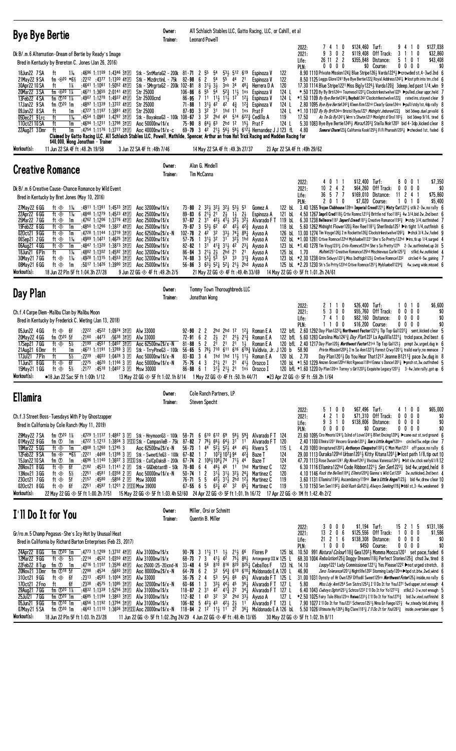## Bye Bye Bertie

Owner: All Schlaich Stables LLC, Gatto Racing, LLC, or Cahill, et al
Trainer: Leonard Powell

Dk B/.m.6 Alternation-Dream of Bertie by Ready's Image
Bred in Kentucky by Brereton C. Jones (Jan 26, 2016)

| | | | | | |
|---|---|---|---|---|---|
| 2022: | 7 4 1 0 | $124,460 | Turf: | 9 4 1 0 | $127,038 |
| 2021: | 9 3 0 2 | $119,408 | Off Track: | 3 1 1 0 | $32,860 |
| Life: | 26 11 2 2 | $355,848 | Distance: | 5 1 0 1 | $43,408 |
| PLN: | 0 0 0 0 | $0 | Course: | 0 0 0 0 | $0 |

18Jun22 7SA ft 1⅛ :4696 1:1109 1:4346 31F Stk - SntMariaG2 - 200k 81-71 2 55 54 53½ 512 619 Espinoza V 122 8.90 1110 Private Mission124¾ Blue Stripe126½ Varda120¾ ▶crowded st,4-3wd 2nd 6
21May22 9SA fm ⓘ80 *6½ :2212 :4377 1:1300 41F Stk - MizdrctnL - 75k 82-98 6 2 54 55 44 21 Espinoza V 122 8.50 1125 Leggs Glore124¹ Bye Bye Bertie122½ Royal Address124²½ ▶lost pth into tm,clsd 6
30Apr22 10SA ft 1⅛ :4641 1:1061 1:5062 41F Stk - SMrgrtaG2 - 200k 102-81 8 3½ 3½ 3nk 34 48¼ Herrera D A 120 17.30 1114 Blue Stripe1221 Miss Bigly122¾ Varda120¾ 3deep,led past 1/4,wkn 9
20Mar22 3SA fm ⓘ40 1⅛ :4671 1:3655 2:0141 41F Str 25000 106-86 6 55 54 52½ 11½ 1ns Espinoza V 124 L *.50 1120 By Br Brtl24ns Tounesol122½ Clockstrikestwelve122⁵ ▶pulled,clear uppr,held 7
13Feb22 4SA fm ⓘ10 1⅛ :4907 1:1278 1:4937 41F Str 25000cnd 86-95 7 11 11½ 11½ 12 12½ Espinoza V 124 L *1.50 1109 By Bye Bertie1242½ Buybck124² Clockstrikestwelve122¾ rated ins,stayed clear 9
17Jan22 9SA fm ⓘ20 1m :4897 1:1339 1:3722 41F Str 25000 71-88 1 31½ 42 4¾ 12¾ Espinoza V 124 L 2.80 1095 Bye Bye Bertie1242¾ Kleen Krn122nk Clearly Gone124ns ▶pull/stdy1st,4dp rally 8
09Jan22 8SA ft 1m :4727 1:1187 1:3881 41F Str 25000 87-93 3 32 31 1hd 11 1ns Prat F 124 L *1.10 1107 By Br Brtl24ns Bristol Byou1221 Midnight Jmborel22½ bid 3deep,duel,prvaild 6
05Dec21 9Lrc ft 1⅛ :4554 1:0981 1:4297 31F Stk - BayakoaG3 - 100k 108-67 3 32 2hd 44 514 622¾ Cedillo A 119 17.50 As Tm Gs By124¾ Wmn's Shwtm1215 Monlght d'Oro1183½ bid 3deep 9/16, tired 6
11Oct21 10SA ft 1m :4694 1:1231 1:3798 31F Aoc 50000nw1$/x 75-90 8 64½ 63 2hd 12 15½ Prat F 124 L 5.30 1083 Bye Bye Bertie1245½ Moraz1203½ Stella Noir1203 bid 4-3dp,kicked clear 8
22Aug21 3Dmr ft 1m :4754 1:1176 1:3777 31F Aoc 40000nw1$/x-c 69-79 3 42 21½ 56½ 58½ 612½ Hernandez J J 123 fL 4.80 Samurai Charm123½ California Kook125¾ Fi Fi Pharoah1203¼ ▶checked 1st, faded 6
Claimed by Gatto Racing LLC, All Schlaich Stables LLC, Powell, Mathilde, Spencer, Arthur an from Hat Trick Racing and Madden Racing for $40,000, Wong Jonathan - Trainer

Workout(s): 11 Jun 22 SA 4F ft :48.2h 19/58 3 Jun 22 SA 4F ft :48h 7/46 14 May 22 SA 4F ft :49.3h 27/37 23 Apr 22 SA 4F ft :49h 29/62

## Creative Romance

Owner: Alan G. Mindell
Trainer: Tim McCanna

Dk B/.m.6 Creative Cause-Chase Romance by Wild Event
Bred in Kentucky by Brent Jones (May 10, 2016)

| | | | | | |
|---|---|---|---|---|---|
| 2022: | 4 0 1 1 | $12,400 | Turf: | 8 0 0 1 | $7,350 |
| 2021: | 10 2 4 2 | $64,260 | Off Track: | 0 0 0 0 | $0 |
| Life: | 36 5 7 7 | $169,010 | Distance: | 11 2 4 1 | $75,860 |
| PLN: | 2 0 1 0 | $7,020 | Course: | 1 0 1 0 | $5,400 |

27May22 6GG ft ◈ 1⅛ :4911 1:1361 1:4533 31F Aoc 25000nw1$/x 73-80 2 32½ 32½ 32½ 53½ 53 Gomez A 122 bL 3.40 1265 Trojan Clubhouse128ns Imperial Creed1221¼ Misty Cat1221½ stlk 2-3w,no rally 6
22Apr22 8GG ft ◈ 1⅛ :4848 1:1279 1:4523 41F Aoc 25000nw1$/x 89-83 6 21½ 21 2½ 1½ 2½ Espinoza A 121 bL 4.50 1267 Imprl Crd118½ Crtv Romnc1213¾ Brittle nd Yoo1182¼ 4w 3/4,bid 2w,2nd best 6
25Mar22 7GG ft ◈ 1m :4762 1:1206 1:3776 41F Aoc 25000nw1$/x 97-87 2 31 42½ 41½ 32½ 32½ Alvarado F T 119 bL 6.30 1238 Bellmore1181 Imperil Creed118½ Creative Romance119²½ ▶stdy 3/4,outfinished 7
19Feb22 6GG ft ◈ 1m :4850 1:1266 1:3827 41F Aoc 25000nw1$/x 79-87 3 53½ 62 42 42½ 42¾ Ayuso A 118 bL 5.60 1262 Midnight Flower120½ Rev Ree1181¾ Sherllinda125¹ ▶in tight 1/4,outfinish 6
02Oct21 9GG ft ◈ 1m :4728 1:1144 1:3719 31F Aoc 62500nw2$/x-N 102-78 2 42 32 33½ 74½ 89¼ Ayuso A 126 bL 13.00 1274 Tim Voyge126½ I'm Rockette126½ Clockstrikestwelve126²½ ▶chck 3/4,2w,faded 9
05Sep21 2GG ft ◈ 1⅛ :4989 1:1421 1:4626 31F Aoc 25000nw1$/x 57-75 1 31½ 32 31 32½ 1hd Ayuso A 122 bL *1.00 1281 Crtive Romnce122hd Mybluebll1221 She's So Pretty127nk ▶ins,tk up 1/4,surged 4
06Aug21 4GG ft ◈ 1m :4847 1:1320 1:3873 31F Aoc 25000nw1$/x 82-82 1 31 41½ 31½ 42 23¼ Ayuso A 123 bL *1.40 1278 Tim Voyg123¼ Crtiv Romncel23hd She's So Pretty127⁵ 2-3w,outfinished,up 2d 5
15Jun21 6Pln ft 1⅛ :4882 1:1302 1:4592 31F Aoc 32000nw1$/x 86-84 3 21½ 2½ 2hd 21 21 Ayuso A 125 bL 1.70 Mulhinl25¹ Creative Romance125hd Mischievous Curlin125²½ stlkd, 4w,outkicked 4
30May21 7GG ft ◈ 1⅛ :4928 1:1315 1:4553 31F Aoc 32000nw1$/x 74-88 3 53½ 53 53 33 31¾ Ayuso A 123 bL *2.30 1238 Gttin Sidwys1231¾ Miss Indftigbl123½ Crtive Romnce123² circled 4-5w,gaining 7
08May21 6GG ft ◈ 1m :5017 1:1426 1:3990 31F Aoc 25000nw1$/x 56-86 3 63½ 52½ 52¼ 21½ 2hd Ayuso A 125 bL *2.20 1230 Sh's So Prtty123hd Crtive Romnce1251½ Mybluebell12334 4w,swng wide,missed 6

Workout(s): 18 Jun 22 Pln 5F ft 1:04.3h 27/28 9 Jun 22 GG ◈ 4F ft :49.2h 2/5 21 May 22 GG ◈ 4F ft :49.4h 33/69 14 May 22 GG ◈ 5F ft 1:01.2h 24/61

## Day Plan

Owner: Tommy Town Thoroughbreds LLC
Trainer: Jonathan Wong

Ch.f.4 Carpe Diem-Malibu Clan by Malibu Moon
Bred in Kentucky by Frederick C. Wieting (Jan 13, 2018)

| | | | | | |
|---|---|---|---|---|---|
| 2022: | 2 1 1 0 | $26,400 | Turf: | 1 0 1 0 | $6,600 |
| 2021: | 5 3 0 0 | $55,760 | Off Track: | 0 0 0 0 | $0 |
| Life: | 7 4 1 0 | $82,160 | Distance: | 0 0 0 0 | $0 |
| PLN: | 1 1 0 0 | $16,200 | Course: | 0 0 0 0 | $0 |

05Jun22 4GG ft ◈ 6f :2222 :4522 1:0974 31F Alw 33000 92-90 2 2 2hd 2hd 12 12¼ Roman E A 122 bfL 2.60 1292 Day Plan122²¼ Northwest Factor1221¼ Tip Top Gal122²¼ sent,kicked clear 5
20May22 4GG fm ⓘ20 5f :2160 :4473 :5638 31F Alw 33000 72-91 6 2 2½ 21 21½ 21¾ Roman E A 122 bfL 5.60 1283 Carolina Mia1241¾ Day Plan122² La Aguilllla1221½ trckd pace,2nd best 6
17Sep21 7GG ft ◈ 5½ :2193 :4551 1:0407 3†F Aoc 62500nw2$/x-N 81-88 5 2 21 21 21 1½ Roman E A 120 bfL 2.40 1217 Day Plan120½ Northwest Factor121nk Tip Top Gal121¾ prmpt 2w,urged,dug in 6
21Aug21 6Dmr ft 1m :4671 1:1191 1:3789 3F Stk - TryPineG3 - 100k 56-65 5 79½ 710 611 616 619¾ Valdivia, Jr. J 120 b 58.90 Privte Mission1206½ I'm So Ann122²½ Forest Crwy1201¼ traild early,no menace 7
17Jul21 7Pln ft 5½ :2239 :4603 1:0428 3F Aoc 50000nw1$/x-N 83-83 3 4 1hd 1hd 11½ 11½ Roman E A 120 bL 2.70 Day Plan1201½ Do You Hear That121² Jeanne B1211¾ pace 2w,dug in 8
11Jun21 8GG ft ◈ 6f :2275 :4620 1:1166 3F Aoc 50000nw1$/x-N 75-75 4 3 21½ 21 21 41½ Orozco I 120 bL *1.50 1229 Amzen Grzen120hd Hot Rgeous118hd Emma's Dance120¹½ ▶pnch st,3w,outfinshed 5
15May21 1GG ft ◈ 5½ :2177 :4518 1:0407 3F Msw 30000 86-88 6 1 31½ 21½ 21 1ns Orozco I 120 bfL *1.60 1220 Dy Plan120ns Torrey's Girl120¾ Exquisite Legacy1201½ 3-4w,late rally,got up 6

Workout(s): ●18 Jun 22 Sac 5F ft 1:00h 1/12 13 May 22 GG ◈ 5F ft 1:02.1h 8/14 1 May 22 GG ◈ 4F ft :50.1h 44/71 ●23 Apr 22 GG ◈ 5F ft :59.2h 1/64

## Ellamira

Owner: Cole Ranch Partners, LP
Trainer: Steven Specht

Ch.f.3 Street Boss-Tuesdays With P by Ghostzapper
Bred in California by Cole Ranch (May 11, 2019)

| | | | | | |
|---|---|---|---|---|---|
| 2022: | 5 1 0 0 | $67,496 | Turf: | 4 1 0 0 | $65,000 |
| 2021: | 4 2 1 0 | $71,310 | Off Track: | 0 0 0 0 | $0 |
| Life: | 9 3 1 0 | $138,806 | Distance: | 0 0 0 0 | $0 |
| PLN: | 0 0 0 0 | $0 | Course: | 0 0 0 0 | $0 |

29May22 7SA fm ⓘ20 1m :4729 1:1137 1:4867 3F Stk - HnymoonG3 - 100k 58-71 6 610 612 69 58½ 59¾ Alvarado F T 124 23.60 1095 Ctr Mmoris1241¾ Islnd of Love124¼ Bllet Dncing1204¾ ▶came out st,svd ground 6
01May22 9GG fm ⓘ 1m :4722 1:1213 1:3804 3F FES Stk - CampanileB - 75k 87-82 7 78½ 66½ 64½ 31 11 Alvarado F T 120 2.40 1100 Ellmira1201 Vincero Grande1201¼ Tom's Little Angel120ns circled 5w,edge clear 7
19Mar22 5GG ft ◈ 1m :4908 1:1260 1:3745 3 Aoc 62500nw2$/x-N 56-73 1 44 52½ 52¾ 44 46½ Rivera S 115 L 4.20 1093 Unraptured1202¾ Anthonys Cleopatra118²¼ C'Mon Man121² off pace,no rally 6
12Feb22 9SA fm *6½ :2221 :4468 1:1398 3F Stk - SweetLfeG3 - 100k 67-82 1 7 107¾ 107¾ 94 42¾ Baze T 124 29.00 1113 Ouralka120hd Urban1201½ Kitty Kitana1201½ ▶lost path 1/8,tip out 10
15Jan22 10SA fm ⓘ 1m :4696 1:1140 1:3607 3F FES Stk - CalCpOaksB - 200k 67-74 2 108½ 108¾ 74 71¾ 44 Baze T 124 47.70 1113 Rose Dwson124¹ Big Novel124¼ Vivcious Vanessa124¹½ ▶bit slw,chck early&1/8 12
26Nov21 8GG ft ◈ 6f :2182 :4533 1:1142 2F Stk - GGDebtantB - 50k 78-80 6 4 46½ 46 11 1hd Martinez C 122 6.30 1116 Ellamira122hd Code Ribbon122¼ Sen Seri223¾ bid 4w,urged,held 8
13Nov21 3GG ft ◈ 5½ :2251 :4581 1:0358 2F Aoc 50000nw1$/x-N 50-74 1 2 31½ 31½ 32½ 24¼ Martinez C 120 4.10 1146 Rock the Belles1184¼ Ellmir1204½ Gianna's Wild Cat120² 2w,outkicked,2nd best 4
23Oct21 7GG ft ◈ 5f :2157 :4580 :5856 2F Msw 30000 76-71 5 5 42½ 31½ 2hd 12½ Martinez C 119 3.60 1131 Ellamira119²½ Ascendancy119nk Tom's Little Angel123½ bid 4w,drew clear 10
02Oct21 8GG ft ◈ 6f :2251 :4597 1:1201 2F FES Msw 30000 67-55 6 5 63¾ 42 32 65¼ Martinez C 119 5.10 1150 Sen Sen119²½ Gold Rush Gal121¾ Always Seeking119¾ ▶bbl st,3-4w,weakened 9

Workout(s): 22 May 22 GG ◈ 5F ft 1:00.2h 7/51 15 May 22 GG ◈ 5F ft 1:03.4h 50/60 24 Apr 22 GG ◈ 5F ft 1:01.1h 16/72 17 Apr 22 GG ◈ 1M ft 1:42.4h 2/2

## I'll Do It for You

Owner: Miller, Orsi or Schmitt
Trainer: Quentin B. Miller

Gr/ro.m.5 Champ Pegasus-She's Icy Hot by Unusual Heat
Bred in California by Richard Barton Enterprises (Feb 23, 2017)

| | | | | | |
|---|---|---|---|---|---|
| 2022: | 3 0 0 0 | $1,194 | Turf: | 15 2 1 5 | $131,186 |
| 2021: | 13 2 0 6 | $125,556 | Off Track: | 1 0 0 0 | $1,586 |
| Life: | 21 2 1 6 | $138,308 | Distance: | 0 0 0 0 | $0 |
| PLN: | 1 0 0 0 | $450 | Course: | 0 0 0 0 | $0 |

24Apr22 8GG fm ⓘ20 1m :4773 1:1209 1:3732 41F Alw 31000nw1$/x 90-76 3 11½ 11 1½ 21½ 66 Flores P 125 bL 10.50 991 Natural Colour118¾ Gea120²½ Momma Mocca1201 set pace,faded 6
12Mar22 9GG ft ◈ 5½ :2214 :4532 1:0350 41F Alw 31000nw1$/x 68-73 7 3 41½ 42 75¾ 88¾ Antongeorgi III W 125 L 68.30 1004 Rebalation125¾ Doggy Dreams118½ Perfect Stories125¾ chsd 3w,tired 8
22Feb22 8Tup fm ⓘ 1m :4716 1:1107 1:3596 41F Aoc 25000(25-20)cnd-N 33-48 4 56 810 816 820 825½ Ceballos F 123 hL 14.10 Loopy1221 Lady Commissioner1221½ Yes Please122² ▶not urged stretch, 8
20Nov21 3Dmr fm ⓘ18 5f :2298 :4534 :5660 31F Aoc 80000nw2$/x-N 64-70 6 2 32 54¾ 610 610¾ Maldonado E A 120 L 46.90 Zero Tolerance1201¾ Nightlife1202 Storming Lady120ns ▶bpd st,btw,2wd,wknd 6
31Oct21 9GG ft ◈ 6f :2313 :4593 1:1004 31F Alw 33000 36-75 2 4 53 54½ 56 65¼ Alvarado F T 125 L 31.00 1031 Dynsty of Mr Own125² Dffodl Sweet125ns Northwest Fctor125½ inside,no rally 6
17Oct21 2Fno ft 6f :2338 :4575 1:1095 31F Aoc 32000nw1$/x-N 60-66 1 3 33½ 44½ 45 36¼ Alvarado F T 127 L 5.80 Miss Lily Ann125⁴ Svn Sistrs125²¼ I'll Do It for You127¹ 5wd upper,not enough 4
29Aug21 7GG fm ⓘ20 1⅛ :4832 1:1339 1:5256 31F Alw 31000nw1$/x 118-87 2 31 42 41¾ 22 34¼ Alvarado F T 127 L 6.40 1043 Cwboys Dghtr1251¼ Schrzo1233 I'll Do It for Yo1271²¾ stlkd,2-3 w,not enough 5
25Jul21 7GG fm ⓘ20 1m :4685 1:1184 1:3863 31F Alw 31000nw1$/x 112-82 1 43 32 32 2hd 33½ Ayuso A 127 L *2.50 1025 Fairy Tale Bliss123ns Relwa123¾ I'll Do It for You127¾ bid 2w,vied,outfinishd 8
05Jun21 9GG fm ⓘ10 1m :4656 1:1192 1:3794 31F Alw 31000nw1$/x 106-82 5 42¼ 43 42½ 2½ 11 Alvarado F T 123 L 7.90 1027 I'll Do It for You1231 Scherzo125¹½ Nina En Fuego127½ 4w,steady bid,driving 8
07May21 5SA fm ⓘ30 1m :4643 1:1110 1:3606 31F FES Alw 50000nw1$/x-N 118-84 2 12 11½ 11 22 36¾ Maldonado E A 126 bL 5.50 1026 Ultimate Hy126¼ Big Clare118¹½ I'll Do It for You126¹¾ inside,overtaken upper 5

Workout(s): 18 Jun 22 Pln 5F ft 1:03.1h 23/28 11 Jun 22 GG ◈ 5F ft 1:02.2hg 24/29 4 Jun 22 GG ◈ 4F ft :48.4h 13/65 30 May 22 GG ◈ 5F ft 1:02.1h 8/11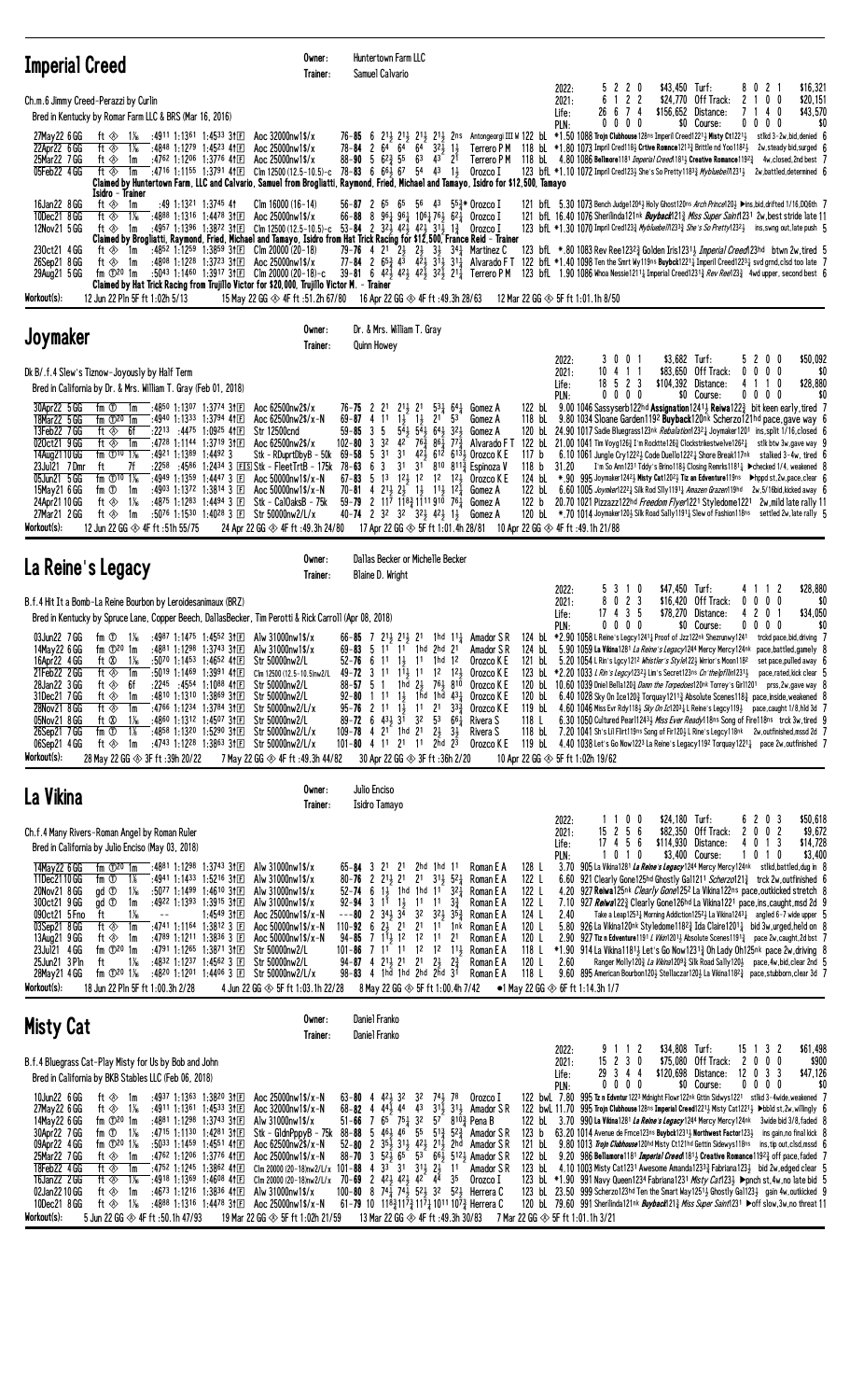# Imperial Creed

Owner: Huntertown Farm LLC
Trainer: Samuel Calvario

Ch.m.6 Jimmy Creed-Perazzi by Curlin
Bred in Kentucky by Romar Farm LLC & BRS (Mar 16, 2016)

| | | | | | |
|---|---|---|---|---|---|
| 2022: | 5 2 2 0 | $43,450 | Turf: | 8 0 2 1 | $16,321 |
| 2021: | 6 1 2 2 | $24,770 | Off Track: | 2 1 0 0 | $20,151 |
| Life: | 26 6 7 4 | $156,652 | Distance: | 7 1 4 0 | $43,570 |
| PLN: | 0 0 0 0 | $0 | Course: | 0 0 0 0 | $0 |

```
27May22 6GG  ft ◈ 1 1/16 :4911 1:1361 1:4533 31F Aoc 32000nw1$/x  76-85 6 2 1/2 2 1/2 2 1/2 2 1/2 2ns Antongeorgi III W 122 bL *1.50 1088 Trojn Clubhouse128ns Imperil Creed1221 1/4 Misty Ct1221 1/2 stlkd 3-2w,bid,denied 6
22Apr22 6GG  ft ◈ 1 1/8 :4848 1:1279 1:4523 41F Aoc 25000nw1$/x  78-84 2 64 64 64 32 1/2 1 1/2 Terrero P M 118 bL *1.80 1073 Imprl Cred118 1/2 Crtve Romnce1213/4 Brittle nd Yoo1182 1/2 2w,steady bid,surged 6
25Mar22 7GG  ft ◈ 1m :4762 1:1206 1:3776 41F Aoc 25000nw1$/x  88-90 5 62 3/4 55 63 43 21 Terrero P M 118 bL 4.80 1086 Bellmore1181 Imperial Creed1181 1/4 Creative Romance1192 3/4 4w,closed,2nd best 7
05Feb22 4GG  ft ◈ 1m :4716 1:1155 1:3791 41F Clm 12500 (12.5-10.5)-c 78-83 6 66 1/2 67 54 43 1 1/2 Orozco I 123 bfL *1.10 1072 Imprl Cred123 1/2 She's So Pretty1182 3/4 Myblubell1231 1/4 2w,battled,determined 6
Claimed by Huntertown Farm, LLC and Calvario, Samuel from Brogliatti, Raymond, Fried, Michael and Tamayo, Isidro for $12,500, Tamayo Isidro - Trainer
16Jan22 8GG  ft ◈ 1m :49 1:1321 1:3745 4† Clm 16000 (16-14)  56-87 2 65 65 56 43 55 3/4 ▸Orozco I 121 bfL 5.30 1073 Bench Judge1204 1/2 Holy Ghost120ns Arch Prince120 1/2 ▸ins,bid,drifted 1/16,DQ6th 7
10Dec21 8GG  fm ◈ 1 1/16 :4888 1:1316 1:4478 31F Aoc 25000nw1$/x  66-88 8 96 1/2 96 1/2 106 1/2 76 1/2 62 1/4 Orozco I 121 bfL 16.40 1076 Sherilinda121nk Buyback121 1/2 Miss Super Saint1231 2w,best stride late 11
12Nov21 5GG  ft ◈ 1m :4957 1:1396 1:3872 31F Clm 12500 (12.5-10.5)-c 53-84 2 32 1/2 42 1/2 42 1/2 31 1/2 1 3/4 Orozco I 123 bfL *1.30 1070 Imprl Cred123 3/4 Mybluebell1233/4 She's So Pretty1232 1/2 ins,swng out,late push 5
Claimed by Brogliatti, Raymond, Fried, Michael and Tamayo, Isidro from Hat Trick Racing for $12,500, Franco Reid - Trainer
23Oct21 4GG  ft ◈ 1m :4852 1:1259 1:3859 31F Clm 20000 (20-18)  79-76 4 21 2 1/2 2 1/2 3 1/2 34 1/4 Martinez C 123 bfL *.80 1083 Rev Ree12323/4 Golden Iris1231 1/2 Imperial Creed123hd btwn 2w,tired 5
26Sep21 8GG  ft ◈ 1m :4808 1:1228 1:3723 31F Aoc 25000nw1$/x  77-84 2 65 1/2 43 42 1/2 31 1/2 31 1/4 Alvarado F T 122 bfL *1.40 1098 Ten the Smrt Wy119nk Buybck1221 1/4 Imperil Creed1223/4 svd grnd,clsd too late 7
29Aug21 5GG  fm ⓉⓉ20 1m :5043 1:1460 1:3917 31F Clm 20000 (20-18)-c  39-81 6 42 1/4 42 1/2 42 1/2 32 1/2 21 1/4 Terrero P M 123 bfL 1.90 1086 Whoa Nessie1211 1/4 Imperial Creed1231 1/2 Rev Ree123 3/4 4wd upper, second best 6
Claimed by Hat Trick Racing from Trujillo Victor for $20,000, Trujillo Victor M. - Trainer
```

Workout(s): 12 Jun 22 Pln 5F ft 1:02h 5/13 15 May 22 GG ◈ 4F ft :51.2h 67/80 16 Apr 22 GG ◈ 4F ft :49.3h 28/63 12 Mar 22 GG ◈ 5F ft 1:01.1h 8/50

# Joymaker

Owner: Dr. & Mrs. William T. Gray
Trainer: Quinn Howey

Dk B/.f.4 Slew's Tiznow-Joyously by Half Term
Bred in California by Dr. & Mrs. William T. Gray (Feb 01, 2018)

| | | | | | |
|---|---|---|---|---|---|
| 2022: | 3 0 0 1 | $3,682 | Turf: | 5 2 0 0 | $50,092 |
| 2021: | 10 4 1 1 | $83,650 | Off Track: | 0 0 0 0 | $0 |
| Life: | 18 5 2 3 | $104,392 | Distance: | 4 1 1 0 | $28,880 |
| PLN: | 0 0 0 0 | $0 | Course: | 0 0 0 0 | $0 |

```
30Apr22 5GG  fm Ⓣ 1m :4850 1:1307 1:3774 31F Aoc 62500nw2$/x  76-75 2 21 21 1/2 21 53 1/4 64 1/4 Gomez A 122 bL 9.00 1046 Sassyserb122hd Assignation1241 1/4 Reiwa122 1/2 bit keen early,tired 7
18Mar22 5GG  fm ⓉⓉ20 1m :4940 1:1333 1:3794 41F Aoc 62500nw2$/x-N  69-87 4 11 1 1/2 1 1/2 21 53 Gomez A 118 bL 9.80 1034 Sloane Garden1192 Buyback120nk Scherzo121hd pace,gave way 6
13Feb22 7GG  ft ◈ 6f :2213 :4475 1:0825 41F Str 12500cnd  59-85 3 5 54 1/2 54 1/2 64 1/2 32 1/2 Gomez A 120 bL 24.90 1017 Sadie Bluegrass123nk Rebalation123 1/2 Joymaker1201 ins,split 1/16,closed 6
02Oct21 9GG  ft ◈ 1m :4728 1:1144 1:3719 31F Aoc 62500nw2$/x  102-80 3 32 42 76 1/2 86 1/2 77 1/4 Alvarado F T 122 bL 21.00 1041 Tim Voyg126 1/2 I'm Rockthe126 1/2 Clockstrkestwelve1221 1/2 stlk btw 3w,gave way 9
14Aug21 10GG  fm ⓉⓉ10 1 1/16 :4921 1:1389 1:4492 3 Stk - RDuprtDbyB - 50k  69-58 5 31 31 42 1/2 612 613 1/2 Orozco K E 117 b 6.10 1061 Jungle Cry1222 1/2 Code Duello1222 1/2 Shore Break117nk stalked 3-4w, tired 6
23Jul21 7Dmr ft 7f :2258 :4586 1:2434 3 [F][S] Stk - FleetTrtB - 175k  78-63 6 3 31 31 810 811 3/4 Espinoza V 118 b 31.20 I'm So Ann1231 Tddy's Brino118 1/2 Closing Remrks1181 1/2 ▸checked 1/4, weakened 8
05Jun21 5GG  fm ⓉⓉ10 1 1/16 :4949 1:1359 1:4447 3 F Aoc 50000nw1$/x-N  67-83 5 13 12 1/2 12 12 12 1/2 Orozco K E 124 bL *.90 995 Joymaker1242 1/2 Misty Cat120 1/2 Tiz an Edventure119ns ▸hppd st,2w,pace,clear 6
15May21 6GG  fm Ⓣ 1m :4903 1:1372 1:3814 3 F Aoc 50000nw1$/x-N  70-81 4 21 1/2 2 1/2 1 1/2 11 1/2 12 3/4 Gomez A 122 bL 6.60 1005 Joymker1222 3/4 Silk Rod Slly1191 1/4 Amazen Grazen119hd 2w,5/16bid,kicked away 6
24Apr21 10GG ft ◈ 1 1/16 :4875 1:1283 1:4494 3 F Stk - CalOaksB - 75k  59-79 2 117 118 1/2 1111 910 76 1/2 Gomez A 122 b 20.70 1021 Pizzazz122hd Freedom Flyer1221 Styledome1221 2w,mild late rally 11
27Mar21 2GG  ft ◈ 1m :5076 1:1530 1:4028 3 F Str 50000nw2/L/x  40-74 2 32 32 32 1/2 42 1/2 12 Gomez A 120 bL *.70 1014 Joymaker120 1/2 Silk Road Sally1191 1/4 Slew of Fashion118ns settled 2w, late rally 5
```

Workout(s): 12 Jun 22 Pln 4F ft :51h 55/75 24 Apr 22 GG ◈ 4F ft :49.3h 24/80 17 Apr 22 GG ◈ 5F ft 1:01.4h 28/81 10 Apr 22 GG ◈ 4F ft :49.1h 21/88

# La Reine's Legacy

Owner: Dallas Becker or Michelle Becker
Trainer: Blaine D. Wright

B.f.4 Hit It a Bomb-La Reine Bourbon by Leroidesanimaux (BRZ)
Bred in Kentucky by Spruce Lane, Copper Beech, DallasBecker, Tim Perotti & Rick Carroll (Apr 08, 2018)

| | | | | | |
|---|---|---|---|---|---|
| 2022: | 5 3 1 0 | $47,450 | Turf: | 4 1 1 2 | $28,880 |
| 2021: | 8 0 2 3 | $16,420 | Off Track: | 0 0 0 0 | $0 |
| Life: | 17 4 3 5 | $78,270 | Distance: | 4 2 0 1 | $34,050 |
| PLN: | 0 0 0 0 | $0 | Course: | 0 0 0 0 | $0 |

```
03Jun22 7GG  fm Ⓣ 1 1/16 :4987 1:1475 1:4552 31F Alw 31000nw1$/x  66-85 7 21 1/2 21 1/2 21 1hd 11 1/4 Amador S R 124 bL *2.90 1058 L Reine's Lgcy1241 1/4 Proof of Jzz122nk Shezrunwy1241 trckd pace,bid,prvld 7
14May22 6GG  fm ⓉⓉ20 1m :4881 1:1298 1:3743 31F Alw 31000nw1$/x  69-83 5 11 11 1hd 2hd 21 Amador S R 124 bL 5.90 1059 La Vikina1281 La Reine's Legacy1244 Mercy Mercy124nk pace,battled,gamely 8
16Apr22 4GG  ft Ⓓ 1 1/16 :5070 1:1453 1:4652 41F Str 50000nw2/L  52-76 6 11 1 1/2 11 1hd 12 Orozco K E 121 bL 5.20 1054 L Rin's Lgcy1212 Whistler's Style1221 1/2 Wrrior's Moon1182 set pace,pulled away 6
21Feb22 2GG  ft ◈ 1m :5019 1:1469 1:3991 41F Clm 12500 (12.5-10.5)nw2/L  49-72 3 11 11 1/2 11 12 12 1/2 Orozco K E 123 bL *2.20 1033 L Rin's Lgcy1232 1/2 Lm's Secret123ns Cr thelprlfln1231 1/2 pace,rated,kick clear 5
28Jan22 3GG  ft ◈ 6f :2245 :4554 1:1088 41F Str 50000nw2/L  88-57 5 1 1hd 2 1/2 76 1/2 810 Orozco K E 120 bL 10.60 1039 Dniel Bella120 1/2 Damn the Torpedoes120nk Torrey's Girl1201 prss,2w,gave way 8
31Dec21 7GG  fm Ⓣ 1m :4810 1:1310 1:3869 31F Str 50000nw2/L  92-80 1 11 1 1/2 1hd 1hd 43 1/4 Orozco K E 120 bL 6.40 1028 Sky On Ice120 1/2 Torquay1211 3/4 Absolute Scenes118 3/4 pace,inside,weakened 8
28Nov21 8GG  ft ◈ 1 1/16 :4766 1:1234 1:3794 31F Str 50000nw2/L/x  95-76 2 11 1 1/2 11 21 33 3/4 Orozco K E 119 bL 4.60 1046 Miss Evr Rdy118 1/2 Sky On Ic1203 1/2 L Reine's Lgcy119 1/2 pace,caught 1/8,hld 3d 7
05Nov21 8GG  ft Ⓓ 1 1/16 :4860 1:1312 1:4507 31F Str 50000nw2/L  89-72 6 43 1/2 31 32 53 66 1/4 Rivera S 118 L 6.30 1050 Cultured Pearl1243 1/2 Miss Ever Ready118ns Song of Fire118ns trck 3w,tired 9
26Sep21 7GG  fm Ⓣ 1 1/8 :4858 1:1320 1:5290 31F Str 50000nw2/L/x  109-78 4 21 1hd 21 2 1/2 3 1/2 Rivera S 118 bL 7.20 1041 Sh's Lil Flirt119ns Song of Fir120 1/2 L Rine's Lgcy118nk 2w,outfinished,mssd 2d 7
06Sep21 4GG  ft ◈ 1m :4743 1:1228 1:3863 31F Str 50000nw2/L/x  101-80 4 11 21 11 2hd 23 Orozco K E 119 bL 4.40 1038 Let's Go Now1223 La Reine's Legacy1192 Torquay1221 1/4 pace 2w,outfinished 7
```

Workout(s): 28 May 22 GG ◈ 3F ft :39h 20/22 7 May 22 GG ◈ 4F ft :49.3h 44/82 30 Apr 22 GG ◈ 3F ft :36h 2/20 10 Apr 22 GG ◈ 5F ft 1:02h 19/62

# La Vikina

Owner: Julio Enciso
Trainer: Isidro Tamayo

Ch.f.4 Many Rivers-Roman Angel by Roman Ruler
Bred in California by Julio Enciso (May 03, 2018)

| | | | | | |
|---|---|---|---|---|---|
| 2022: | 1 1 0 0 | $24,180 | Turf: | 6 2 0 3 | $50,618 |
| 2021: | 15 2 5 6 | $82,350 | Off Track: | 2 0 0 2 | $9,672 |
| Life: | 17 4 5 6 | $114,930 | Distance: | 4 0 1 3 | $14,728 |
| PLN: | 1 0 1 0 | $3,400 | Course: | 1 0 1 0 | $3,400 |

```
14May22 6GG  fm ⓉⓉ20 1m :4881 1:1298 1:3743 31F Alw 31000nw1$/x  65-84 3 21 21 2hd 1hd 11 Roman E A 128 L 3.70 905 La Vikina1281 La Reine's Legacy1244 Mercy Mercy124nk stlkd,battled,dug in 8
11Dec21 10GG fm Ⓣ 1 1/8 :4941 1:1433 1:5216 31F Alw 31000nw1$/x  80-76 2 21 1/2 21 21 31 1/2 52 1/4 Roman E A 122 L 6.60 921 Clearly Gone125hd Ghostly Gal1211 Scherzo121 1/2 trck 2w,outfinished 6
20Nov21 8GG  gd Ⓣ 1 1/16 :5077 1:1499 1:4610 31F Alw 31000nw1$/x  52-74 6 1 1/2 1hd 1hd 11 32 1/4 Roman E A 122 L 4.20 927 Reiwa125nk Clearly Gone1252 La Vikina122ns pace,outkicked stretch 8
30Oct21 9GG  gd Ⓣ 1m :4922 1:1393 1:3915 31F Alw 31000nw1$/x  92-94 3 11 1 1/2 11 11 3 3/4 Roman E A 122 L 7.10 927 Reiwa1221 3/4 Clearly Gone126hd La Vikina1221 pace,ins,caught,msd 2d 9
09Oct21 5Fno ft 1 1/16 -- -- 1:4549 31F Alw 31000nw1$/x  ---80 2 34 1/2 34 32 32 1/2 35 3/4 Roman E A 124 L 2.40 Take a Leap1253 1/4 Morning Addiction1252 1/2 La Vikina1243 1/2 angled 6-7 wide upper 5
03Sep21 8GG  ft ◈ 1m :4741 1:1164 1:3817 3 F Aoc 50000nw1$/x-N  110-82 6 2 1/2 21 21 11 1nk Roman E A 120 L 5.80 926 La Vikina120nk Styledome1182 1/2 Ida Claire1201 1/4 bid 3w,urged,held on 8
13Aug21 9GG  ft ◈ 1m :4789 1:1211 1:3836 3 F Aoc 50000nw1$/x-N  94-85 7 11 1/2 12 12 11 21 Roman E A 120 L 2.90 927 Tiz n Edventure1191 L Vikin1201 1/2 Absolute Scenes1191 1/2 pace 2w,caught,2d best 7
21Jul21 4GG  fm ⓉⓉ20 1m :4791 1:1265 1:3871 3 F Str 50000nw2/L  101-86 7 11 11 12 12 11 1/2 Roman E A 118 L *1.90 914 La Vikina1181 1/2 Let's Go Now1231 1/2 Oh Lady Oh125nk pace,2w,driving 8
25Jun21 3Pln ft 1 1/16 :4832 1:1237 1:4562 3 F Str 50000nw2/L  94-87 4 21 1/2 21 21 2 1/2 23 Roman E A 120 L 2.60 Ranger Molly120 1/2 La Vikina1208 1/2 Silk Road Sally120 1/2 pace,4w,bid,clear 2nd 5
28May21 4GG  fm ⓉⓉ20 1m :4820 1:1201 1:4406 3 F Str 50000nw2/L/x  98-83 4 1hd 1hd 2hd 31 Roman E A 118 L 9.60 895 American Bourbon120 1/2 Stellaczar120 1/2 La Vikina1182 1/2 pace,stubborn,clear 3d 7
```

Workout(s): 18 Jun 22 Pln 5F ft 1:00.3h 2/28 4 Jun 22 GG ◈ 5F ft 1:03.1h 22/28 8 May 22 GG ◈ 5F ft 1:00.4h 7/42 ●1 May 22 GG ◈ 6F ft 1:14.3h 1/7

# Misty Cat

Owner: Daniel Franko
Trainer: Daniel Franko

B.f.4 Bluegrass Cat-Play Misty for Us by Bob and John
Bred in California by BKB Stables LLC (Feb 06, 2018)

| | | | | | |
|---|---|---|---|---|---|
| 2022: | 9 1 1 2 | $34,808 | Turf: | 15 1 3 2 | $61,498 |
| 2021: | 15 2 3 0 | $75,080 | Off Track: | 2 0 0 0 | $900 |
| Life: | 29 3 4 4 | $120,698 | Distance: | 12 0 3 3 | $47,126 |
| PLN: | 0 0 0 0 | $0 | Course: | 0 0 0 0 | $0 |

```
10Jun22 6GG  ft ◈ 1m :4937 1:1363 1:3820 31F Aoc 25000nw1$/x-N  63-80 4 42 1/2 32 32 74 1/2 78 Orozco I 122 bwL 7.80 995 Tz n Edvntur1223 Midnight Flowr122nk Grttin Sidwys1221 stlkd 3-4wide,weakened 7
27May22 6GG  ft ◈ 1 1/16 :4911 1:1361 1:4533 31F Aoc 32000nw1$/x  68-82 4 44 1/2 44 43 31 1/2 31 1/2 Amador S R 122 bwL 11.70 995 Trojn Clubhouse128ns Imperil Creed1221 1/4 Misty Cat1221 1/2 ▸bbld st,2w,willingly 6
14May22 6GG  fm ⓉⓉ20 1m :4881 1:1298 1:3743 31F Alw 31000nw1$/x  51-66 7 65 75 1/4 32 57 810 3/4 Pena B 122 bL 3.70 990 La Vikina1281 La Reine's Legacy1244 Mercy Mercy124nk 3wide bid 3/8,faded 8
30Apr22 7GG  fm Ⓣ 1 1/16 :4715 1:1130 1:4281 31F Stk - GldnPppyB - 75k  88-88 5 46 1/2 46 55 51 3/4 52 3/4 Amador S R 123 b 63.20 1014 Avenue de Fmce123ns Buybck1231 1/2 Northwest Factor123 1/2 ins gain,no final kick 8
09Apr22 4GG  fm ⓉⓉ20 1 1/16 :5033 1:1459 1:4551 41F Aoc 62500nw2$/x-N  52-80 2 35 1/2 31 1/2 42 1/2 21 1/2 2hd Amador S R 121 bL 9.80 1013 Trojn Clubhouse120hd Misty Ct121hd Gettin Sidewys118ns ins,tip out,clsd,mssd 6
25Mar22 7GG  ft ◈ 1m :4762 1:1206 1:3776 41F Aoc 25000nw1$/x  88-70 3 52 1/2 65 53 66 1/2 512 1/2 Amador S R 122 bL 9.20 986 Bellamore1181 Imperial Creed1181 1/4 Creative Romance1192 3/4 off pace,faded 7
18Feb22 4GG  ft ◈ 1m :4752 1:1245 1:3862 41F Clm 20000 (20-18)nw2/L/x  101-88 4 33 31 31 1/2 2 1/2 11 Amador S R 123 bL 4.10 1003 Misty Cat1231 Awesome Amanda1233 1/4 Fabriana123 1/2 bid 2w,edged clear 5
16Jan22 2GG  ft ◈ 1 1/16 :4918 1:1369 1:4608 41F Clm 20000 (20-18)nw2/L/x  70-69 2 42 1/2 42 1/2 42 1/2 44 35 Orozco I 123 bL *1.90 991 Navy Queen1234 Fabriana1231 Misty Ct123 1/2 ▸pnch st,4w,no late bid 5
02Jan22 10GG ft ◈ 1m :4673 1:1216 1:3836 41F Alw 31000nw1$/x  100-80 8 74 1/2 74 1/2 52 1/2 32 52 1/2 Herrera C 123 bL 23.50 999 Scherzo123hd Ten the Smart Way1251 1/4 Ghostly Gal123 1/2 gain 4w,outkicked 9
10Dec21 8GG  fm Ⓣ 1 1/16 :4888 1:1316 1:4478 31F Aoc 25000nw1$/x-N  61-79 10 118 1/2 117 1/2 117 1/2 1011 107 3/4 Herrera C 120 bL 79.60 991 Sherilinda121nk Buyback121 1/2 Miss Super Saint1231 ▸off slow,3w,no threat 11
```

Workout(s): 5 Jun 22 GG ◈ 4F ft :50.1h 47/93 19 Mar 22 GG ◈ 5F ft 1:02h 21/59 13 Mar 22 GG ◈ 4F ft :49.3h 30/83 7 Mar 22 GG ◈ 5F ft 1:01.1h 3/21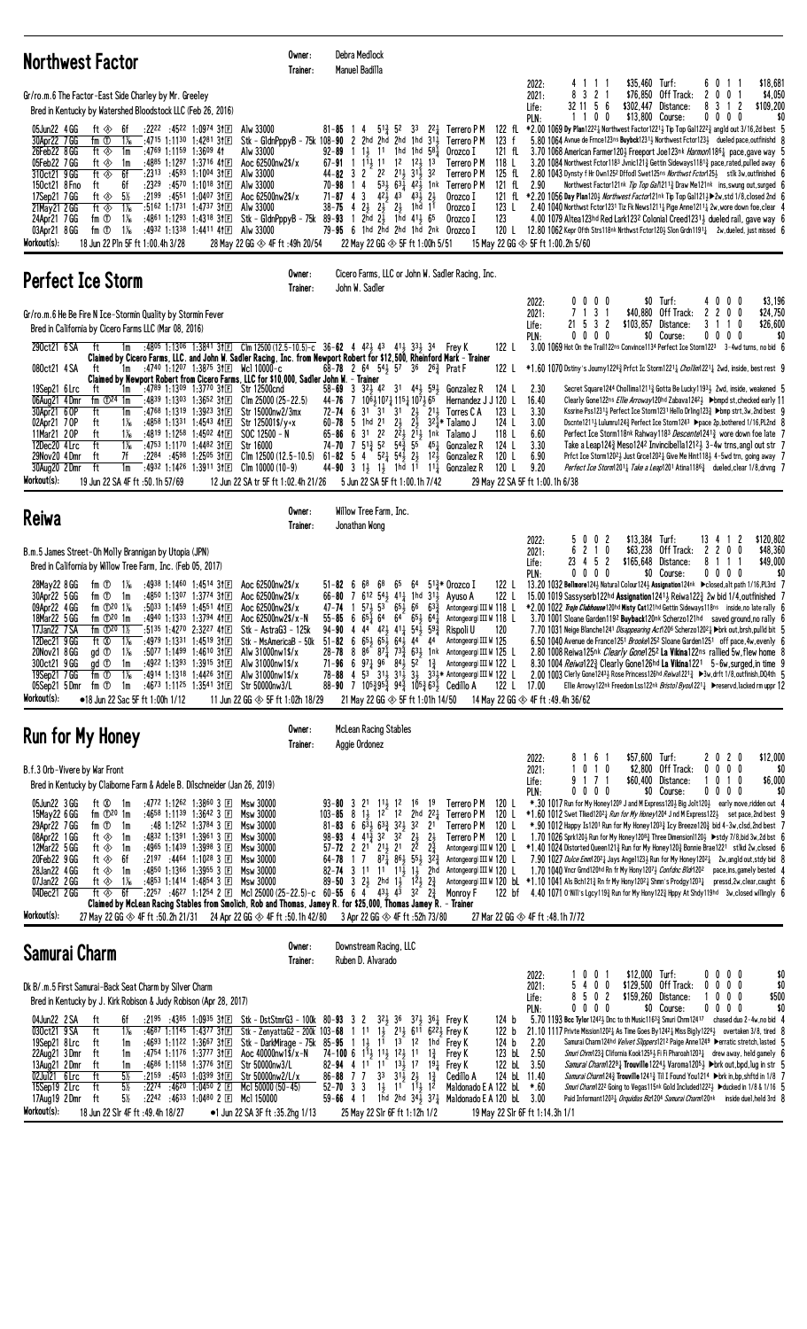## Northwest Factor

Owner: Debra Medlock
Trainer: Manuel Badilla

Gr/ro.m.6 The Factor-East Side Charley by Mr. Greeley
Bred in Kentucky by Watershed Bloodstock LLC (Feb 26, 2016)

| | | | | | |
|---|---|---|---|---|---|
| 2022: | 4 1 1 1 | $35,460 | Turf: | 6 0 1 1 | $18,681 |
| 2021: | 8 3 2 1 | $76,850 | Off Track: | 2 0 0 1 | $4,050 |
| Life: | 32 11 5 6 | $302,447 | Distance: | 8 3 1 2 | $109,200 |
| PLN: | 1 1 0 0 | $13,800 | Course: | 0 0 0 0 | $0 |

```
05Jun22 4GG   ft ◈ 6f   :22²² :45²² 1:09⁷⁴ 3↑E  Alw 33000          81-85 1 4 5¹½ 5² 3³ 2²¼ Terrero P M 122 fL *2.00 1069 Dy Plan122²¼ Northwest Factor122¹¼ Tip Top Gal122²½ angld out 3/16,2d best 5
30Apr22 7GG   fm ⓣ 1⅛  :47¹⁵ 1:11³⁰ 1:42⁸³ 3↑E  Stk - GldnPppyB - 75k 108-90 2 2hd 2hd 2hd 1hd 3¹½ Terrero P M 123 f 5.80 1064 Avnue de Frnce123ns Buybck123¹¼ Northwest Fctor123¹ dueled pace,outfinishd 8
26Feb22 8GG   ft ◈ 1m   :47⁶⁹ 1:11⁵⁹ 1:36⁰⁹ 4↑  Alw 33000          92-89 1 1½ 1¹ 1hd 1hd 5⁸¼ Orozco I 121 fL 3.70 1068 American Farmer120½ Freeport Joe123nk Harmon118⁶¼ pace,gave way 5
05Feb22 7GG   ft ◈ 1m   :48⁸⁵ 1:12⁹⁷ 1:37¹⁶ 4↑E  Aoc 62500nw2$/x   67-91 1 1¹½ 1¹ 1² 1²½ 1³ Terrero P M 118 L 3.20 1084 Northwest Fctor118³ Jvnic121¾ Gettin Sideways118¹¼ pace,rated,pulled away 6
31Oct21 9GG   ft ◈ 6f   :23¹³ :45⁸³ 1:10⁰⁴ 3↑E  Alw 33000          44-82 3 2 2² 2¹½ 3¹½ 3² Terrero P M 125 fL 2.80 1043 Dynsty f Hr Own125² Dffodl Swet125ns Northwest Fctor125¼ stlk 3w,outfinished 6
15Oct21 8Fno  ft 6f    :23²⁶ :45⁷⁰ 1:10¹⁸ 3↑E  Alw 33000          70-98 1 4 5³½ 6³½ 4²½ 1nk Terrero P M 121 fL 2.90 Northwest Factor121nk Tip Top Gal121³½ Draw Me121nk ins,swung out,surged 6
17Sep21 7GG   ft ◈ 5½  :21⁹⁹ :45⁵¹ 1:04⁰⁷ 3↑E  Aoc 62500nw2$/x   71-87 4 3 4²½ 4³ 4³½ 2½ Orozco I 121 fL *2.20 1056 Day Plan120½ Northwest Factor121nk Tip Top Gal121¼ ▶2w,std 1/8,closed 2nd 6
21May21 2GG   ft ◈ 1⅛  :51⁶² 1:17³¹ 1:47³⁷ 3↑E  Alw 33000          38-75 4 2½ 2½ 2½ 1hd 1¹ Orozco I 123 L 2.40 1040 Northwst Fctor123¹ Tiz Fk News121¼ Pige Anne121¹¼ 2w,wore down foe,clear 4
24Apr21 7GG   fm ⓣ 1⅛  :48⁶¹ 1:12⁹³ 1:43¹⁸ 3↑E  Stk - GldnPppyB - 75k 89-93 1 2hd 2½ 1hd 4¹½ 6⁵ Orozco I 123 4.00 1079 Altea123hd Red Lark123² Colonial Creed1231½ dueled rail, gave way 6
03Apr21 8GG   fm ⓣ 1⅛  :49³² 1:13³⁸ 1:44¹¹ 4↑E  Alw 33000          79-95 6 1hd 2hd 2hd 1hd 2nk Orozco I 120 L 12.80 1062 Kepr Of th Strs118nk Nrthwst Fctor120½ Slon Grdn119¹¼ 2w,dueled, just missed 6
```

Workout(s): 18 Jun 22 Pln 5F ft 1:00.4h 3/28 · 28 May 22 GG ◈ 4F ft :49h 20/54 · 22 May 22 GG ◈ 5F ft 1:00h 5/51 · 15 May 22 GG ◈ 5F ft 1:00.2h 5/60

## Perfect Ice Storm

Owner: Cicero Farms, LLC or John W. Sadler Racing, Inc.
Trainer: John W. Sadler

Gr/ro.m.6 He Be Fire N Ice-Stormin Quality by Stormin Fever
Bred in California by Cicero Farms LLC (Mar 08, 2016)

| | | | | | |
|---|---|---|---|---|---|
| 2022: | 0 0 0 0 | $0 | Turf: | 4 0 0 0 | $3,196 |
| 2021: | 7 1 3 1 | $40,880 | Off Track: | 2 2 0 0 | $24,750 |
| Life: | 21 5 3 2 | $103,857 | Distance: | 3 1 1 0 | $26,600 |
| PLN: | 0 0 0 0 | $0 | Course: | 0 0 0 0 | $0 |

```
29Oct21 6SA   ft 1m    :48⁰⁵ 1:13⁰⁶ 1:38⁴⁷ 3↑E  Clm 12500(12.5-10.5)-c 36-62 4 4²½ 4³ 4¹½ 3³½ 3⁴ Frey K 122 L 3.00 1069 Hot On the Trail122ns Convince113⁴ Perfect Ice Storm122³ 3-4wd turns, no bid 6
      Claimed by Cicero Farms, LLC and John W. Sadler Racing, Inc. from Newport Robert for $12,500, Rheinford Mark - Trainer
08Oct21 4SA   ft 1m    :47⁴⁰ 1:12⁰⁷ 1:38⁷⁵ 3↑E  Wcl 10000-c        68-78 2 6⁴ 5⁴½ 5⁷ 3⁶ 2⁶¾ Prat F 122 L *1.60 1070 Dstiny's Journy122⁶¾ Prfct Ic Storm122¹¼ Chollim121¹¼ 2wd, inside, best rest 9
      Claimed by Newport Robert from Cicero Farms, LLC for $10,000, Sadler John W. - Trainer
19Sep21 6Lrc  ft 1m    :47⁸⁹ 1:13⁰⁹ 1:37⁷⁰ 3↑E  Str 12500cnd       58-69 3 3²½ 4² 3¹ 4⁴½ 5⁹½ Gonzalez R 124 L 2.30 Secret Square124⁴ Chollima121¹¾ Gotta Be Lucky119³½ 2wd, inside, weakened 5
06Aug21 4Dmr  fm ⓣ²⁴ 1m :48³⁹ 1:13⁰³ 1:36⁵² 3↑E  Clm 25000(25-22.5) 44-76 7 10⁶½10⁷½11⁵½10⁷½6⁵ Hernandez J J 120 L 16.40 Clearly Gone122ns Ellie Arroway120hd Zabava124²½ ▶bmpd st,checked early 11
30Apr21 6OP   ft 1m    :47⁶⁸ 1:13¹⁹ 1:39²³ 3↑E  Str 15000nw2/3mx  72-74 6 3¹ 3¹ 3¹ 2½ 2¹½ Torres C A 123 L 3.30 Ksrine Pss123¹½ Perfect Ice Storm123¹ Hello Drling123¾ ▶bmp strt,3w,2nd best 9
02Apr21 7OP   ft 1⅛  :48⁵⁸ 1:13³¹ 1:45⁴³ 4↑E  Str 12500!$/y+x   60-75 5 1hd 2¹ 2½ 2½ 3²¼* Talamo J 124 L 3.00 Dscrnte121¹½ Lulumru124½ Perfect Ice Storm124³ ▶pace 2p,bothered 1/16,PL2nd 8
11Mar21 2OP   ft 1⅛  :48¹⁹ 1:12⁵⁸ 1:45⁰² 4↑E  SOC 12500 - N      65-86 6 3¹ 2² 2²½ 2¹½ 1nk Talamo J 118 L 6.60 Perfect Ice Storm118nk Rahway118³ Descente124¹½ wore down foe late 7
12Dec20 4Lrc  ft 1⅛  :47⁵³ 1:11⁷⁰ 1:44⁸² 3↑E  Str 16000          74-70 7 5¹½ 5² 5⁴½ 5⁵ 4⁵½ Gonzalez R 124 L 3.30 Take a Leap124¾ Meso124² Invincibella121²½ 3-4w trns,angl out str 7
29Nov20 4Dmr  ft 7f    :22⁸⁴ :45⁸⁸ 1:25⁰⁵ 3↑E  Clm 12500(12.5-10.5) 61-82 5 4 5²½ 5⁴½ 2½ 1²½ Gonzalez R 120 L 6.90 Prfct Ice Storm120²½ Just Grce120²½ Give Me Hint118¾ 4-5wd trn, going away 7
30Aug20 2Dmr  ft 1m    :49³² 1:14²⁶ 1:39¹¹ 3↑E  Clm 10000(10-9)   44-90 3 1½ 1½ 1hd 1¹ 1¹¾ Gonzalez R 120 L 9.20 Perfect Ice Storm120¹¾ Take a Leap120¹ Atina118⁶¾ dueled,clear 1/8,drvng 7
```

Workout(s): 19 Jun 22 SA 4F ft :50.1h 57/69 · 12 Jun 22 SA tr 5F ft 1:02.4h 21/26 · 5 Jun 22 SA 5F ft 1:00.1h 7/42 · 29 May 22 SA 5F ft 1:00.1h 6/38

## Reiwa

Owner: Willow Tree Farm, Inc.
Trainer: Jonathan Wong

B.m.5 James Street-Oh Molly Brannigan by Utopia (JPN)
Bred in California by Willow Tree Farm, Inc. (Feb 05, 2017)

| | | | | | |
|---|---|---|---|---|---|
| 2022: | 5 0 0 2 | $13,384 | Turf: | 13 4 1 2 | $120,802 |
| 2021: | 6 2 1 0 | $63,238 | Off Track: | 2 2 0 0 | $48,360 |
| Life: | 23 4 5 2 | $165,648 | Distance: | 8 1 1 1 | $49,000 |
| PLN: | 0 0 0 0 | $0 | Course: | 0 0 0 0 | $0 |

```
28May22 8GG   fm ⓣ 1⅛  :49³⁸ 1:14⁶⁰ 1:45¹⁴ 3↑E  Aoc 62500nw2$/x   51-82 6 6⁸ 6⁸ 6⁵ 6⁴ 5¹¾* Orozco I 122 L 13.20 1032 Bellmore124½ Natural Colour124½ Assignation124nk ▶closed,alt path 1/16,PL3rd 7
30Apr22 5GG   fm ⓣ 1m   :48⁵⁰ 1:13⁰⁷ 1:37⁷⁴ 3↑E  Aoc 62500nw2$/x   66-80 7 6¹² 5⁴½ 4¹½ 1hd 3¹½ Ayuso A 122 L 15.00 1019 Sassyserb122hd Assignation124¹½ Reiwa122¾ 2w bid 1/4,outfinished 7
09Apr22 4GG   fm ⓣ²⁰ 1⅛ :50³³ 1:14⁵⁹ 1:45⁵¹ 4↑E  Aoc 62500nw2$/x   47-74 1 5⁷½ 5³ 6⁵½ 6⁶ 6³¾ Antongeorgi III W 118 L *2.00 1022 Triple Clubhouse120hd Misty Cat121hd Gettin Sideways118ns inside,no late rally 6
18Mar22 5GG   fm ⓣ²⁰ 1m :49⁴⁰ 1:13³³ 1:37⁹⁴ 4↑E  Aoc 62500nw2$/x-N 55-85 6 6⁵½ 6⁴ 6⁴ 6⁵½ 6⁴¼ Antongeorgi III W 118 L 3.70 1001 Sloane Garden119² Buyback120nk Scherzo121hd saved ground,no rally 6
17Jan22 7SA   fm ⓣ²⁰ 1⅛ :51³⁵ 1:42⁷⁰ 2:32²⁷ 4↑E  Stk - AstraG3 - 125k 94-90 4 4⁴ 4²½ 4¹½ 5⁴½ 5⁹¾ Rispoli U 120 7.70 1031 Neige Blanche124¹ Disappearing Act120⁶ Scherzo120²½ ▶brk out,brsh,pulld bit 5
12Dec21 9GG   ft ◈ 1⅛  :49⁷⁹ 1:13³¹ 1:45¹⁹ 3↑E  Stk - MsAmericaB - 50k 51-82 6 6⁵½ 6⁵½ 6⁴½ 4⁴ 4⁴ Antongeorgi III W 125 6.50 1040 Avenue de France125¹ Brooke125² Sloane Garden125¹ off pace,4w,evenly 6
20Nov21 8GG   gd ⓣ 1⅛  :50⁷⁷ 1:14⁹⁹ 1:46¹⁰ 3↑E  Alw 31000nw1$/x  28-78 8 8⁶ 8⁷½ 7³½ 6³½ 1nk Antongeorgi III W 122 L 2.80 1008 Reiwa125nk Clearly Gone125² La Viknia122ns rallied 5w,flew home 8
30Oct21 9GG   gd ⓣ 1m   :49²² 1:13⁹³ 1:39¹⁵ 3↑E  Alw 31000nw1$/x  71-96 6 9⁷½ 9⁶ 8⁴½ 5² 1¾ Antongeorgi III W 122 L 8.30 1004 Reiwa122¾ Clearly Gone126hd La Vikina122¹ 5-6w,surged,in time 9
19Sep21 7GG   fm ⓣ 1⅛  :49¹⁴ 1:13¹⁸ 1:44²⁶ 3↑E  Alw 31000nw1$/x  78-88 4 5³ 3¹½ 3¹½ 3½ 3³¾* Antongeorgi III W 122 L 2.00 1003 Clerly Gone124³½ Rose Princess126hd Reiwa121¼ ▶3w,drft 1/8,outfinsh,DQ4th 5
05Sep21 5Dmr  ft 1m    :46⁷³ 1:11²⁵ 1:35⁴¹ 3↑E  Str 50000nw3/L    88-90 7 10⁵½9⁵½ 9⁴¾ 10⁵½6³½ Cedillo A 122 L 17.00 Ellie Arrowy122nk Freedom Lss122nk Bristol Byou122¹¼ ▶reservd,lacked rm uppr 12
```

Workout(s): ●18 Jun 22 Sac 5F ft 1:00h 1/12 · 11 Jun 22 GG ◈ 5F ft 1:02h 18/29 · 21 May 22 GG ◈ 5F ft 1:01h 14/50 · 14 May 22 GG ◈ 4F ft :49.4h 36/62

## Run for My Honey

Owner: McLean Racing Stables
Trainer: Aggie Ordonez

B.f.3 Orb-Vivere by War Front
Bred in Kentucky by Claiborne Farm & Adele B. Dilschneider (Jan 26, 2019)

| | | | | | |
|---|---|---|---|---|---|
| 2022: | 8 1 6 1 | $57,600 | Turf: | 2 0 2 0 | $12,000 |
| 2021: | 1 0 1 0 | $2,800 | Off Track: | 0 0 0 0 | $0 |
| Life: | 9 1 7 1 | $60,400 | Distance: | 1 0 1 0 | $6,000 |
| PLN: | 0 0 0 0 | $0 | Course: | 0 0 0 0 | $0 |

```
05Jun22 3GG   ft ◈ 1m   :47⁷² 1:12⁶² 1:38⁶⁰ 3↑E  Msw 30000          93-80 3 2¹ 1¹½ 1² 1⁶ 1⁹ Terrero P M 120 L *.30 1017 Run for My Honey120⁹ J and M Express120½ Big Jolt120½ early move,ridden out 4
15May22 6GG   fm ⓣ²⁰ 1m :46⁵⁸ 1:11³⁹ 1:36⁴² 3↑E  Msw 30000          103-85 8 1½ 1² 1² 2hd 2²¼ Terrero P M 120 L *1.60 1012 Swet Tlked120²¼ Run for My Honey120⁴ J nd M Express122¾ set pace,2nd best 9
29Apr22 7GG   fm ⓣ 1m   :48 1:12⁵² 1:37⁸⁴ 3↑E  Msw 30000          81-83 6 6³¼ 6³¾ 3²½ 3² 2¹ Terrero P M 120 L *.90 1012 Happy Is120¹ Run for My Honey120³¼ Icy Breeze120¾ bid 4-3w,clsd,2nd best 7
08Apr22 1GG   ft ◈ 1m   :48³² 1:13⁸¹ 1:39⁶¹ 3↑E  Msw 30000          98-93 4 4¹½ 3² 3² 2½ 2½ Terrero P M 120 L 1.70 1026 Sprk120½ Run for My Honey120⁶¾ Three Dimension120½ ▶stdy 7/8,bid 3w,2d bst 6
12Mar22 5GG   ft ◈ 1m   :49⁶⁵ 1:14³⁹ 1:39⁹⁸ 3↑E  Msw 30000          57-72 2 2¹ 2¹½ 2¹ 2² 2½ Antongeorgi III W 120 L *1.40 1024 Distorted Queen121½ Run for My Honey120¾ Bonnie Brae122¹ stlkd 2w,closed 6
20Feb22 9GG   ft ◈ 6f   :21⁹⁷ :44⁶⁴ 1:10²⁸ 3↑E  Msw 30000          64-78 1 7 8⁷½ 8⁶½ 5⁵½ 3²¾ Antongeorgi III W 120 L 7.90 1027 Dulce Emm120²¼ Jays Angel123½ Run for My Honey120²¼ 2w,angld out,stdy bid 8
28Jan22 4GG   ft ◈ 1m   :48⁵⁰ 1:13⁶⁶ 1:39⁵⁵ 3↑E  Msw 30000          82-74 3 1¹ 1¹ 1¹½ 1½ 2hd Antongeorgi III W 120 L 1.70 1040 Ninr Grnd120hd Rn fr My Hony120¹⁰½ Confdnc Bld120² pace,ins,gamely bested 4
07Jan22 2GG   ft ◈ 1⅛  :48⁵³ 1:14¹⁴ 1:48⁵⁴ 3↑E  Msw 30000          89-50 3 2½ 2hd 1½ 1²½ 2¾ Antongeorgi III W 120 bL *1.10 1041 Als Bch121¾ Rn fr My Hony120²½ Shmn's Prodgy120³½ pressd,2w,clear,caught 6
04Dec21 2GG   ft ◈ 6f   :22⁵⁷ :46²⁷ 1:12⁵⁴ 2↑E  Mcl 25000(25-22.5)-c 60-55 6 4 4³½ 4³ 3² 2¾ Monroy F 122 bf 4.40 1071 O'Nill's Lgcy119¾ Run for My Hony122¾ Hppy At Shdy119hd 3w,closed willingly 6
      Claimed by McLean Racing Stables from Smolich, Rob and Thomas, Jamey R. for $25,000, Thomas Jamey R. - Trainer
```

Workout(s): 27 May 22 GG ◈ 4F ft :50.2h 21/31 · 24 Apr 22 GG ◈ 4F ft :50.1h 42/65 · 3 Apr 22 GG ◈ 4F ft :52h 73/80 · 27 Mar 22 GG ◈ 4F ft :48.1h 7/72

## Samurai Charm

Owner: Downstream Racing, LLC
Trainer: Ruben D. Alvarado

Dk B/.m.5 First Samurai-Back Seat Charm by Silver Charm
Bred in Kentucky by J. Kirk Robison & Judy Robison (Apr 28, 2017)

| | | | | | |
|---|---|---|---|---|---|
| 2022: | 1 0 0 1 | $12,000 | Turf: | 0 0 0 0 | $0 |
| 2021: | 5 4 0 0 | $129,500 | Off Track: | 0 0 0 0 | $0 |
| Life: | 8 5 0 2 | $159,260 | Distance: | 1 0 0 0 | $500 |
| PLN: | 0 0 0 0 | $0 | Course: | 0 0 0 0 | $0 |

```
04Jun22 2SA   ft 6f    :21⁹⁵ :43⁸⁵ 1:09³⁵ 3↑E  Stk - DstStmrG3 - 100k 80-93 3 2 3²½ 3⁶ 3⁷½ 3⁶¼ Frey K 124 b 5.70 1193 Bcc Tylor124²½ Dnc to th Music116³¼ Smuri Chrm124¹⁷ chased duo 2-4w,no bid 4
03Oct21 9SA   ft 1⅛    :46⁸⁷ 1:11⁴⁵ 1:43⁷⁷ 3↑E  Stk - ZenyattaG2 - 200k 103-68 1 1¹ 1½ 2¹½ 6¹¹ 6²²½ Frey K 122 b 21.10 1117 Privte Mission120²½ As Time Goes By124¹¾ Miss Bigly122⁶½ overtaken 3/8, tired 8
19Sep21 8Lrc  ft 1m    :46⁹³ 1:11²² 1:36⁶⁷ 3↑E  Stk - DarkMirage - 75k 85-95 1 1½ 1¹ 1² 1hd 1hd Frey K 124 b 2.20 Samurai Charm124hd Velvet Slippers121² Paige Anne124⁶ ▶erratic stretch,lasted 5
22Aug21 2Dmr  ft 1m    :47⁵⁴ 1:11⁷⁶ 1:37⁷⁷ 3↑E  Aoc 40000nw1$/x-N 74-100 6 1¹½ 1¹½ 1²½ 1¹ 1¾ Frey K 123 bL 2.50 Smuri Chrm123¾ Clifornia Kook125⁵¼ Fi Fi Pharoah120³½ drew away, held gamely 6
13Aug21 2Dmr  ft 1m    :46⁸⁶ 1:11⁵⁸ 1:37⁷⁶ 3↑E  Str 50000nw3/L    82-94 4 1¹ 1¹ 1³½ 1⁷ 1⁹½ Frey K 122 bL 3.50 Samurai Charm122⁹½ Varoma120⁵½ ▶brk out,bpd,lug in str 5
02Jul21 6Lrc  ft 5½    :21⁵⁹ :45⁰³ 1:03⁹⁹ 3↑E  Str 50000nw2/L/x  86-88 7 7 3³ 3¹½ 2½ 1¾ Cedillo A 124 bL 11.40 Samurai Charm124¾ Trouville124¹¼ Til I Found You121⁴ ▶brk in,bp,shftd in 1/8 7
15Sep19 2Lrc  ft 5½    :22⁷⁴ :46²⁰ 1:04⁵⁰ 2 E  Mcl 50000(50-45)  52-70 3 3 1½ 1¹ 1¹½ 1² Maldonado E A 122 bL *.60 Smuri Chrm122² Going to Vegas115nk Gold Included122²¼ ▶ducked in 1/8 & 1/16 5
17Aug19 2Dmr  ft 5½    :22⁴² :46³³ 1:04⁶⁰ 2 E  Mcl 150000         59-66 4 1 1hd 2hd 3⁴½ 3⁷¼ Maldonado E A 120 bL 3.00 Paid Informant120³¼ Orquidias Biz120⁴ Samurai Charm120nk inside duel,held 3rd 8
```

Workout(s): 18 Jun 22 Slr 4F ft :49.4h 18/27 · ●1 Jun 22 SA 3F ft :35.2hg 1/13 · 25 May 22 Slr 6F ft 1:12h 1/2 · 19 May 22 Slr 5F ft 1:14.3h 1/1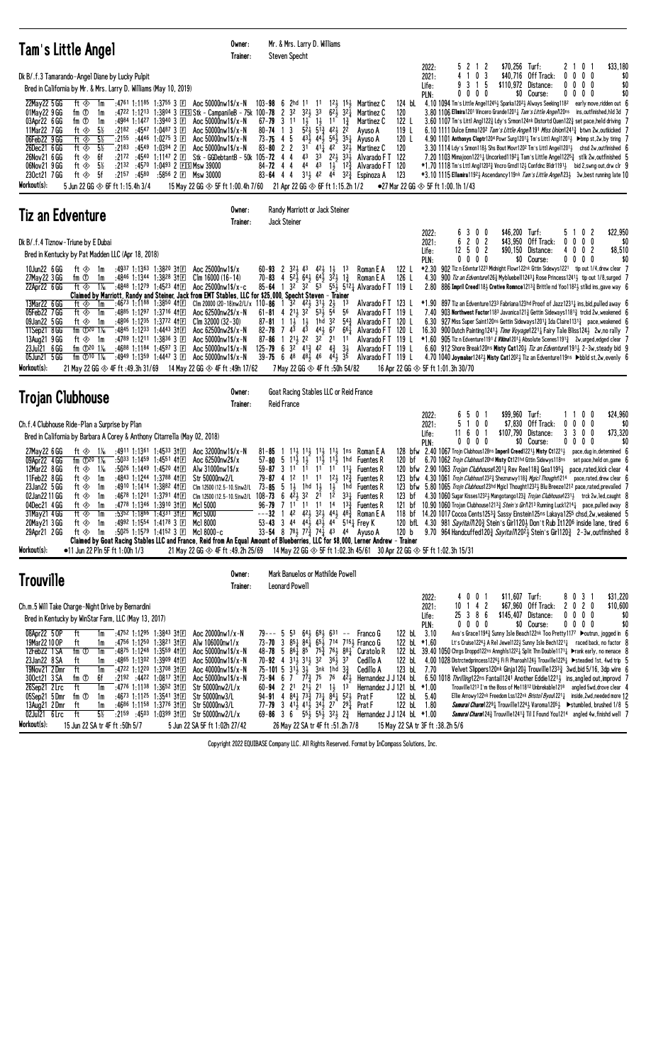## Tam's Little Angel

Owner: Mr. & Mrs. Larry D. Williams
Trainer: Steven Specht

Dk B/.f.3 Tamarando-Angel Diane by Lucky Pulpit
Bred in California by Mr. & Mrs. Larry D. Williams (May 10, 2019)

| | | | | | |
|---|---|---|---|---|---|
| 2022: | 5 2 1 2 | $70,256 | Turf: | 2 1 0 1 | $33,180 |
| 2021: | 4 1 0 3 | $40,716 | Off Track: | 0 0 0 0 | $0 |
| Life: | 9 3 1 5 | $110,972 | Distance: | 0 0 0 0 | $0 |
| PLN: | 0 0 0 0 | $0 | Course: | 0 0 0 0 | $0 |

```
22May22 5 GG   ft ◈  1m   :4761 1:1185 1:3759 3 Ⓕ Aoc 50000nw1$/x-N   103-98 6 2hd 11 11 12½ 15¾ Martinez C   124 bL  4.10 1094 Tm's Little Angel1245¾ Sparkal202½ Always Seeking118² early move,ridden out 6
01May22 9 GG   fm ⓣ  1m   :4722 1:1213 1:3804 3 FFS Stk - CampanileB - 75k 100-78 2 32 32½ 33 62¾ 32¼ Martinez C   120      3.80 1106 Elmira1201 Vincero Grande1201¼ Tam's Little Angel20ns ins,outfinished,hld 3d 7
03Apr22 6 GG   fm ⓣ  1m   :4984 1:1427 1:3940 3 Ⓕ Aoc 50000nw1$/x-N   67-79 3 11 1½ 1½ 11 1¾ Martinez C   122 L    3.60 1107 Tm's Lttl Angl122¾ Ldy's Srmon124nk Distortd Queen1221¾ set pace,held driving 7
11Mar22 7 GG   ft ◈  5½   :2182 :4547 1:0487 3 Ⓕ Aoc 50000nw1$/x-N   80-74 1 3 52½ 51¾ 42½ 22 Ayuso A   119 L    6.10 1111 Dulce Emma1202 Tam's Little Angel1191 Miss Union1241¾ btwn 2w,outkicked 7
06Feb22 9 GG   ft ◈  5½   :2155 :4446 1:0275 3 Ⓕ Aoc 50000nw1$/x-N   73-75 4 5 43½ 44½ 56½ 35¼ Ayuso A   120 L    4.90 1101 Anthonys Cloptr1204 Powr Surg1201¼ Tm's Lttl Angl1201¼ ▶bmp st,2w,by tiring 7
26Dec21 6 GG   ft ◈  5½   :2183 :4549 1:0394 2 Ⓕ Aoc 50000nw1$/x-N   83-80 2 2 31 41¼ 42 32½ Martinez C   120      3.30 1114 Ldy's Srmon118½ Shs Bout Movr1202 Tm's Lttl Angel1201¼ chsd 2w,outfinished 6
26Nov21 6 GG   ft ◈  6f   :2172 :4540 1:1147 2 Ⓕ Stk - GGDebtantB - 50k 105-72 4 4 43 33 22½ 33½ Alvarado F T 122    7.20 1103 Mimajoon1221¼ Uncorked1192¼ Tam's Little Angel1225¾ stlk 2w,outfinished 5
06Nov21 9 GG   ft ◈  5½   :2132 :4570 1:0493 2 FFS Msw 39000   84-72 4 4 44 43 1½ 12¾ Alvarado F T 120    *1.70 1118 Tm's Lttl Angl1202¾ Vncro Grnd1121 Confdnc Bldr1191½ bid 2,swng out,drw clr 9
23Oct21 7 GG   ft ◈  5f   :2157 :4580 :5856 2 Ⓕ Msw 30000   83-64 4 4 31½ 42 44 32¾ Espinoza A   123    *3.10 1115 Ellamira1192¼ Ascendancy119nk Tam's Little Angel123½ 3w,best running late 10
```

Workout(s): 5 Jun 22 GG ◈ 6F ft 1:15.4h 3/4 · 15 May 22 GG ◈ 5F ft 1:00.4h 7/60 · 21 Apr 22 GG ◈ 6F ft 1:15.2h 1/2 · ●27 Mar 22 GG ◈ 5F ft 1:00.1h 1/43

## Tiz an Edventure

Owner: Randy Marriott or Jack Steiner
Trainer: Jack Steiner

Dk B/.f.4 Tiznow-Triune by E Dubai
Bred in Kentucky by Pat Madden LLC (Apr 18, 2018)

| | | | | | |
|---|---|---|---|---|---|
| 2022: | 6 3 0 0 | $46,200 | Turf: | 5 1 0 2 | $22,950 |
| 2021: | 6 2 0 2 | $43,950 | Off Track: | 0 0 0 0 | $0 |
| Life: | 12 5 0 2 | $90,150 | Distance: | 4 0 0 2 | $8,510 |
| PLN: | 0 0 0 0 | $0 | Course: | 0 0 0 0 | $0 |

```
10Jun22 6 GG   ft ◈  1m   :4937 1:1363 1:3820 3↑Ⓕ Aoc 25000nw1$/x   60-93 2 32½ 43 42½ 1½ 13 Roman E A   122 L  *2.30 902 Tiz n Edvntur1222 Midnight Flowr122nk Gttin Sidewys1221 tip out 1/4,drew clear 7
27May22 3 GG   fm ◈  1m   :4846 1:1344 1:3828 3↑Ⓕ Clm 16000 (16-14)   70-83 4 52½ 64½ 64½ 32½ 1¾ Roman E A   126 L   4.30 900 Tiz an Edventure126¾ Mybluebell12431 Rose Princess1241½ tip out 1/8,surged 7
22Apr22 6 GG   ft ◈  1⅛   :4848 1:1279 1:4523 4↑Ⓕ Aoc 25000nw1$/x-c   85-64 1 32 32 53 55½ 512¼ Alvarado F T 119 L   2.80 886 Imprll Creed118¾ Cretive Romnce1213¾ Brittle nd Yoo1182½ stlkd ins,gave way 6
Claimed by Marriott, Randy and Steiner, Jack from EMT Stables, LLC for $25,000, Specht Steven - Trainer
13Mar22 6 GG   ft ◈  1m   :4673 1:1188 1:3850 4↑Ⓕ Clm 20000 (20-18)nw2/L/x 110-86 1 32 42½ 31½ 2½ 13 Alvarado F T 123 L  *1.90 897 Tiz n Edventure1233 Fabriana123hd Proof of Jazz1231¼ ins,bid,pulled away 6
05Feb22 7 GG   ft ◈  1m   :4885 1:1297 1:3716 4↑Ⓕ Aoc 62500nw2$/x-N   61-81 4 21½ 32 53½ 54 56 Alvarado F T 119 L   7.40 903 Northwest Factor1183 Javanica121¾ Gettin Sideways1181¾ trckd 2w,weakened 6
09Jan22 5 GG   ft ◈  1m   :4806 1:1235 1:3772 4↑Ⓕ Clm 32000 (32-30)   87-81 1 1½ 1½ 1hd 32 54¾ Alvarado F T 120 L   6.30 927 Miss Super Saint120ns Gettin Sideways1201¾ Ida Claire1131¾ pace,weakened 6
11Sep21 8 GG   fm ⓣ20 1⅛   :4845 1:1233 1:4443 3↑Ⓕ Aoc 62500nw2$/x-N   82-78 7 43 43 44½ 67 68¾ Alvarado F T 120 L  16.30 900 Dutch Painting1241¼ Time Voyage1221¼ Fairy Tale Bliss124½ 2w,no rally 7
13Aug21 9 GG   ft ◈  1m   :4789 1:1211 1:3836 3 Ⓕ Aoc 50000nw1$/x-N   87-86 1 21½ 22 32 21 11 Alvarado F T 119 L  *1.60 905 Tiz n Edventure1191 L'Vitra1201¼ Absolute Scenes1191¾ 2w,urged,edged clear 7
23Jul21 6 GG   fm ⓣ20 1⅛   :4688 1:1184 1:4597 3 Ⓕ Aoc 50000nw1$/x-N   125-79 6 32 41¾ 42 4¾ 3½ Alvarado F T 119 L   6.60 912 Shore Break120ns Misty Cat120½ Tiz an Edventure1191½ 2-3w,steady bid 9
05Jun21 5 GG   fm ⓣ10 1⅛   :4949 1:1359 1:4447 3 Ⓕ Aoc 50000nw1$/x-N   39-75 6 48 48½ 46 44½ 35 Alvarado F T 119 L   4.70 1040 Joymaker1242¼ Misty Cat1202½ Tiz an Edventure119ns ▶bbld st,2w,evenly 6
```

Workout(s): 21 May 22 GG ◈ 4F ft :49.3h 31/49 · 14 May 22 GG ◈ 4F ft :49h 17/62 · 7 May 22 GG ◈ 4F ft :50h 54/82 · 16 Apr 22 GG ◈ 5F ft 1:01.3h 30/70

## Trojan Clubhouse

Owner: Goat Racing Stables LLC or Reid France
Trainer: Reid France

Ch.f.4 Clubhouse Ride-Plan a Surprise by Plan
Bred in California by Barbara A Corey & Anthony Citarrella (May 02, 2018)

| | | | | | |
|---|---|---|---|---|---|
| 2022: | 6 5 0 1 | $99,960 | Turf: | 1 1 0 0 | $24,960 |
| 2021: | 5 1 0 0 | $7,830 | Off Track: | 0 0 0 0 | $0 |
| Life: | 11 6 0 1 | $107,790 | Distance: | 3 3 0 0 | $73,320 |
| PLN: | 0 0 0 0 | $0 | Course: | 0 0 0 0 | $0 |

```
27May22 6 GG   ft ◈  1⅛   :4911 1:1361 1:4533 3↑Ⓕ Aoc 32000nw1$/x-N   81-85 1 11½ 11½ 11½ 11½ 1ns Roman E A   128 bfw  2.40 1067 Trojn Clubhouse128ns Imperil Creed1221¼ Misty Ct1221½ pace,dug in,determined 6
09Apr22 4 GG   fm ⓣ20 1⅛   :5033 1:1459 1:4551 4↑Ⓕ Aoc 62500nw2$/x   57-80 5 11½ 1½ 11½ 11½ 1hd Fuentes R   120 bf   6.70 1062 Trojn Clubhouse120hd Misty Ct121hd Gttin Sidewys118ns set pace,held on,game 6
12Mar22 8 GG   ft ◈  1⅛   :5026 1:1449 1:4520 4↑Ⓕ Alw 31000nw1$/x   59-87 3 11 11 11 11 11¼ Fuentes R   120 bfw  2.90 1063 Trojan Clubhouse1201¼ Rev Reel118¾ Gea1195¼ pace,rated,kick clear 4
11Feb22 8 GG   ft ◈  1m   :4843 1:1244 1:3788 4↑Ⓕ Str 50000nw2/L   79-87 4 12 11 11 12½ 12¾ Fuentes R   123 bfw  4.30 1061 Trojn Clubhouse1232¾ Shezrunwy118¾ Mgicl Thought1214 pace,rated,drew clear 6
23Jan22 5 GG   ft ◈  1m   :4910 1:1414 1:3882 4↑Ⓕ Clm 12500 (12.5-10.5)nw2/L 73-85 5 1½ 1hd 1½ 1½ 1hd Fuentes R   123 bfw  5.80 1065 Trojn Clubhouse123hd Mgicl Thought1232½ Blu Breeze1212 pace,rated,prevailed 7
02Jan22 11 GG  ft ◈  1m   :4678 1:1201 1:3791 4↑Ⓕ Clm 12500 (12.5-10.5)nw2/L 108-73 6 42½ 32 21 12 33¼ Fuentes R   123 bf   4.30 1060 Sugar Kisses1232¾ Mangotango123¾ Trojan Clubhouse1231¾ trck 2w,led,caught 8
04Dec21 4 GG   ft ◈  1m   :4778 1:1346 1:3910 3↑Ⓕ Mcl 5000   96-79 7 11 11 11 14 13¾ Fuentes R   121 bf  10.90 1060 Trojan Clubhouse1213¾ Stein's Girl1213 Running Luck1214½ pace,pulled away 8
31May21 4 GG   ft ◈  1m   :5352 1:1866 1:4331 3↑Ⓕ Mcl 5000   ---32 1 42 42½ 32½ 44½ 48¾ Roman E A   118 bf  14.20 1017 Cocoa Cents1253¾ Sassy Einstein125ns Lakaya1255 chsd,2w,weakened 5
20May21 3 GG   ft ◈  1m   :4992 1:1554 1:4178 3 Ⓕ Mcl 8000   53-43 3 44 44½ 43¼ 44 514¼ Frey K   120 bfL  4.30 981 Sayital1120¾ Stein's Girl120¾ Don't Rub It1206 inside lane, tired 6
29Apr21 2 GG   ft ◈  1m   :5025 1:1579 1:4152 3 Ⓕ Mcl 8000-c   33-54 8 78¾ 77¾ 74¾ 43 44 Ayuso A   120 b   9.70 964 Handcuffed120¾ Sayital1202½ Stein's Girl120¾ 2-3w,outfinished 8
Claimed by Goat Racing Stables LLC and France, Reid from An Equal Amount of Blueberries, LLC for $8,000, Lerner Andrew - Trainer
```

Workout(s): ●11 Jun 22 Pln 5F ft 1:00h 1/3 · 21 May 22 GG ◈ 4F ft :49.2h 25/69 · 14 May 22 GG ◈ 5F ft 1:02.3h 45/61 · 30 Apr 22 GG ◈ 5F ft 1:02.3h 15/31

## Trouville

Owner: Mark Banuelos or Mathilde Powell
Trainer: Leonard Powell

Ch.m.5 Will Take Charge-Night Drive by Bernardini
Bred in Kentucky by WinStar Farm, LLC (May 13, 2017)

| | | | | | |
|---|---|---|---|---|---|
| 2022: | 4 0 0 1 | $11,607 | Turf: | 8 0 3 1 | $31,220 |
| 2021: | 10 1 4 2 | $67,960 | Off Track: | 2 0 2 0 | $10,600 |
| Life: | 25 3 8 6 | $145,407 | Distance: | 0 0 0 0 | $0 |
| PLN: | 0 0 0 0 | $0 | Course: | 0 0 0 0 | $0 |

```
08Apr22 5 OP   ft    1m   :4752 1:1295 1:3843 3↑Ⓕ Aoc 20000nw1/x-N   79--- 5 53 64½ 69½ 631 -- Franco G   122 bL   3.10   Ava's Grace1194¾ Sunny Isle Beach122nk Too Pretty1177 ▶outrun, jogged in 6
19Mar22 10 OP  ft    1m   :4756 1:1250 1:3821 3↑Ⓕ Alw 106000nw1/x   73-70 3 85¼ 84½ 65½ 714 715½ Franco G   122 bL  *1.60   Lt's Cruise122¾ A Rel Jewel122½ Sunny Isle Bech1221½ raced back, no factor 8
12Feb22 1 SA   fm ⓣ  1m   :4875 1:1248 1:3559 4↑Ⓕ Aoc 50000nw1$/x-N   48-78 5 86½ 85 75¾ 76½ 88¼ Curatolo R   122 bL  39.40 1050 Chrgs Dropd122ns Annghls1222½ Split Thn Double1171½ ▶rank early, no menace 8
23Jan22 8 SA   ft    1m   :4865 1:1302 1:3909 4↑Ⓕ Aoc 50000nw1$/x-N   70-92 4 31¾ 31½ 32 36½ 37 Cedillo A   122 bL   4.00 1028 Distrctedprincess122¾ Fi Fi Pharoah124½ Trouville1225½ ▶steadied 1st, 4wd trip 5
19Nov21 2 Dmr  ft    1m   :4722 1:1220 1:3708 3↑Ⓕ Aoc 40000nw1$/x-N   75-101 5 31½ 3½ 3nk 1hd 3¾ Cedillo A   123 bL   7.70   Velvet Slippers120nk Ginja120½ Trouville1233¾ 3wd,bid 5/16, 3dp wire 6
30Oct21 3 SA   fm ⓣ  6f   :2192 :4422 1:0817 3↑Ⓕ Aoc 50000nw1$/x-N   73-94 6 7 77¾ 75 76 42½ Hernandez J J 124 bL  6.50 1018 Thrilling122ns Fantall1241 Another Eddie1221½ ins,angled out,improvd 7
26Sep21 2 Lrc  ft    1m   :4776 1:1138 1:3652 3↑Ⓕ Str 50000nw2/L/x   60-94 2 21 21½ 21 1½ 13 Hernandez J J 121 bL *1.00   Trouville1213 I'm the Boss of Me11812 Unbreakable1218 angled 5wd,drove clear 4
05Sep21 5 Dmr  fm ⓣ  1m   :4673 1:1125 1:3541 3↑Ⓕ Str 50000nw3/L   94-91 4 84¾ 73¾ 73¼ 84½ 52½ Prat F   122 bL   5.40   Ellie Arrowy122nk Freedom Lss122nk Bristol Bayou1221¼ inside,2wd,needed more 12
13Aug21 2 Dmr  ft    1m   :4686 1:1158 1:3776 3↑Ⓕ Str 50000nw3/L   77-79 3 41½ 41½ 34½ 27 29¾ Prat F   122 bL   1.80   Samurai Charm1229¾ Trouville1224½ Varoma1205½ ▶stumbled, brushed 1/8 5
02Jul21 6 Lrc  ft    5½   :2159 :4503 1:0399 3↑Ⓕ Str 50000nw2/L/x   69-86 3 6 55½ 55½ 32½ 2¾ Hernandez J J 124 bL *1.00   Samurai Charm124¾ Trouville12413 Til I Found You1214 angled 4w,finishd well 7
```

Workout(s): 15 Jun 22 SA tr ft :50h 5/7 · 5 Jun 22 SA ft 1:02h 27/42 · 26 May 22 SA tr 4F ft :51.2h 7/8 · 15 May 22 SA tr 3F ft :38.2h 5/6

Copyright 2022 EQUIBASE Company LLC. All Rights Reserved. Format by InCompass Solutions, Inc.